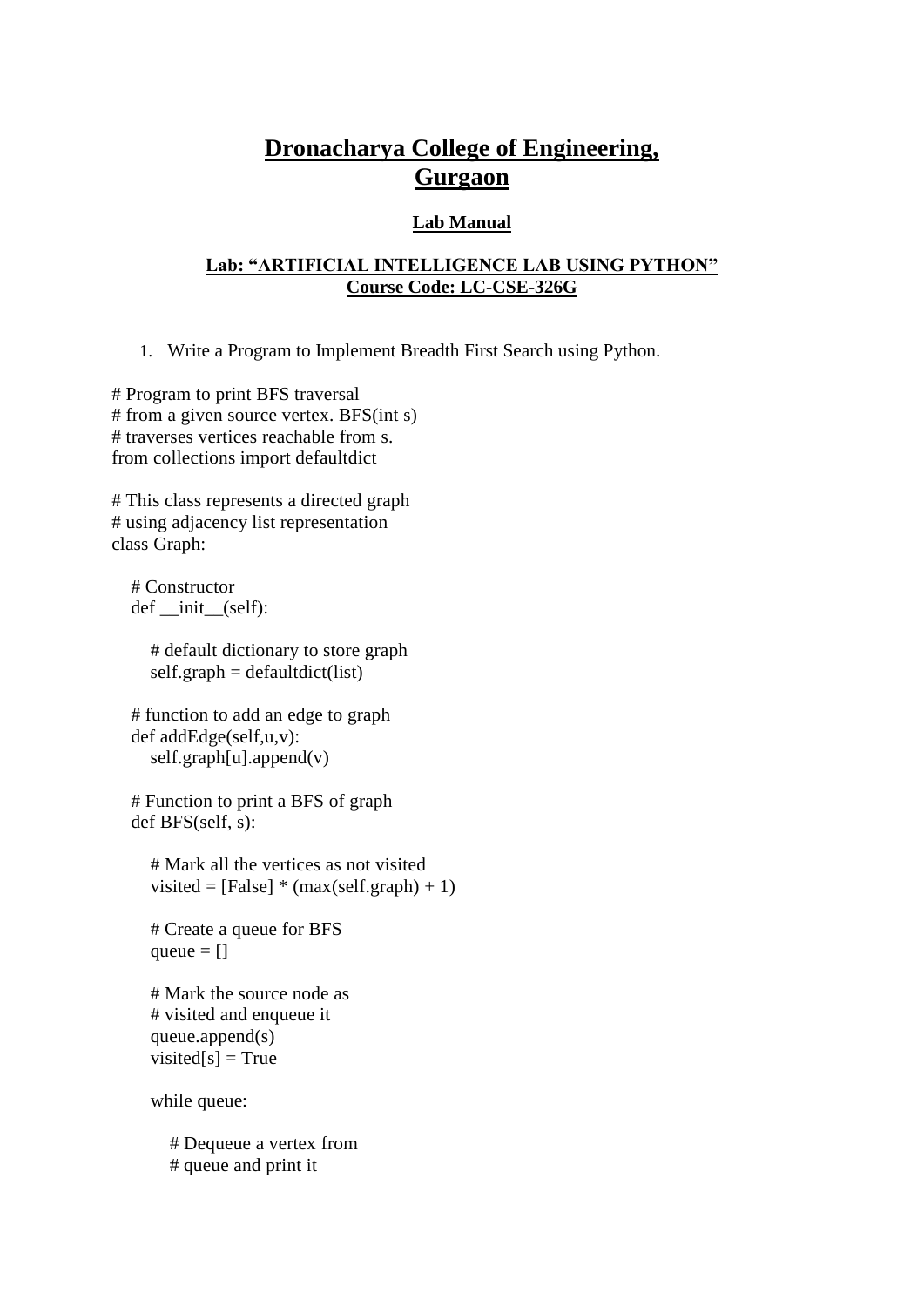# Dronacharya College of Engineering, Gurgaon

## Lab Manual

### Lab: "ARTIFICIAL INTELLIGENCE LAB USING PYTHON"
### Course Code: LC-CSE-326G

1. Write a Program to Implement Breadth First Search using Python.

```
# Program to print BFS traversal
# from a given source vertex. BFS(int s)
# traverses vertices reachable from s.
from collections import defaultdict

# This class represents a directed graph
# using adjacency list representation
class Graph:

    # Constructor
    def __init__(self):

        # default dictionary to store graph
        self.graph = defaultdict(list)

    # function to add an edge to graph
    def addEdge(self,u,v):
        self.graph[u].append(v)

    # Function to print a BFS of graph
    def BFS(self, s):

        # Mark all the vertices as not visited
        visited = [False] * (max(self.graph) + 1)

        # Create a queue for BFS
        queue = []

        # Mark the source node as
        # visited and enqueue it
        queue.append(s)
        visited[s] = True

        while queue:

            # Dequeue a vertex from
            # queue and print it
```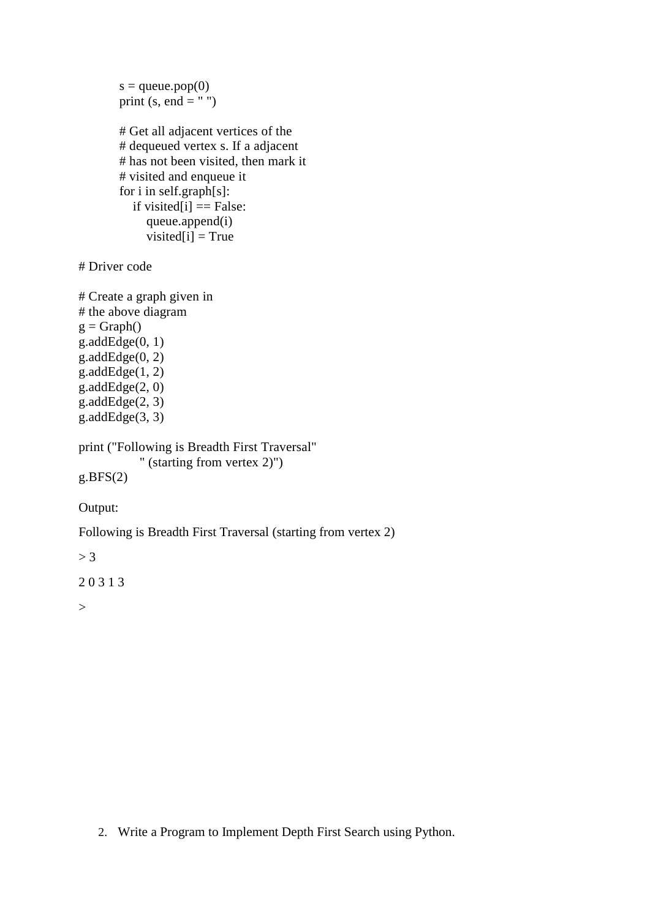```python
            s = queue.pop(0)
            print (s, end = " ")

            # Get all adjacent vertices of the
            # dequeued vertex s. If a adjacent
            # has not been visited, then mark it
            # visited and enqueue it
            for i in self.graph[s]:
                if visited[i] == False:
                    queue.append(i)
                    visited[i] = True

# Driver code

# Create a graph given in
# the above diagram
g = Graph()
g.addEdge(0, 1)
g.addEdge(0, 2)
g.addEdge(1, 2)
g.addEdge(2, 0)
g.addEdge(2, 3)
g.addEdge(3, 3)

print ("Following is Breadth First Traversal"
                  " (starting from vertex 2)")
g.BFS(2)
```

Output:

Following is Breadth First Traversal (starting from vertex 2)

> 3

2 0 3 1 3

>

2. Write a Program to Implement Depth First Search using Python.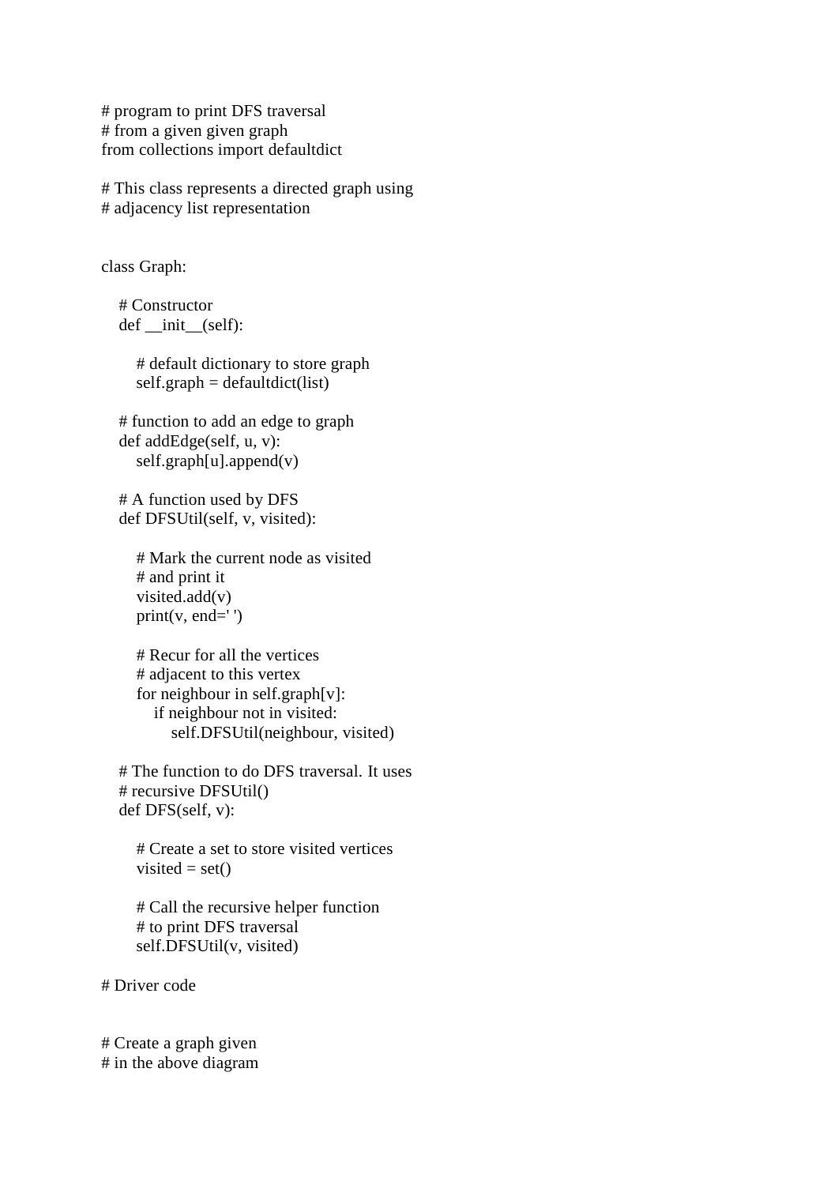```
# program to print DFS traversal
# from a given given graph
from collections import defaultdict

# This class represents a directed graph using
# adjacency list representation


class Graph:

    # Constructor
    def __init__(self):

        # default dictionary to store graph
        self.graph = defaultdict(list)

    # function to add an edge to graph
    def addEdge(self, u, v):
        self.graph[u].append(v)

    # A function used by DFS
    def DFSUtil(self, v, visited):

        # Mark the current node as visited
        # and print it
        visited.add(v)
        print(v, end=' ')

        # Recur for all the vertices
        # adjacent to this vertex
        for neighbour in self.graph[v]:
            if neighbour not in visited:
                self.DFSUtil(neighbour, visited)

    # The function to do DFS traversal. It uses
    # recursive DFSUtil()
    def DFS(self, v):

        # Create a set to store visited vertices
        visited = set()

        # Call the recursive helper function
        # to print DFS traversal
        self.DFSUtil(v, visited)

# Driver code


# Create a graph given
# in the above diagram
```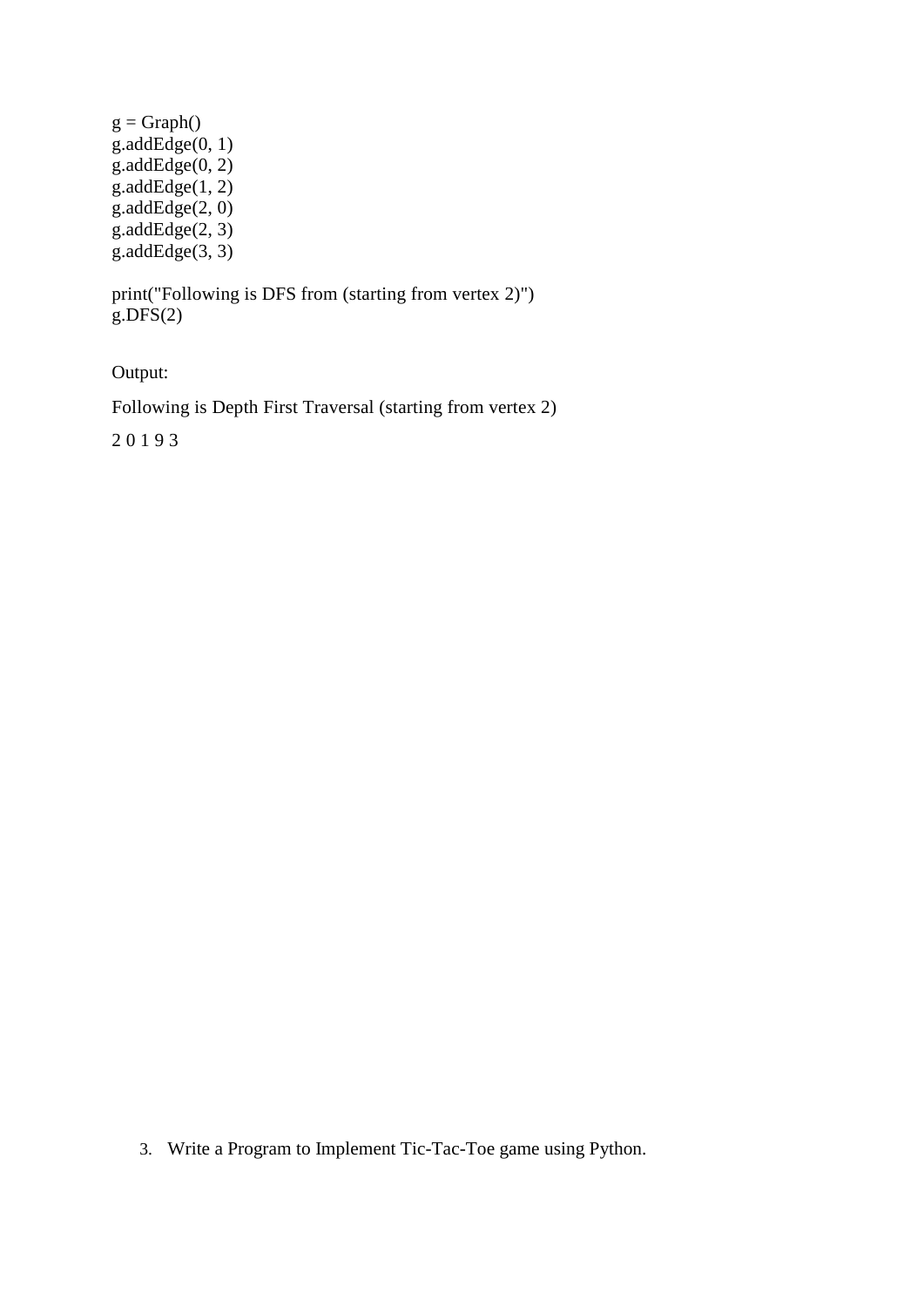```
g = Graph()
g.addEdge(0, 1)
g.addEdge(0, 2)
g.addEdge(1, 2)
g.addEdge(2, 0)
g.addEdge(2, 3)
g.addEdge(3, 3)

print("Following is DFS from (starting from vertex 2)")
g.DFS(2)
```

Output:

Following is Depth First Traversal (starting from vertex 2)

2 0 1 9 3

3. Write a Program to Implement Tic-Tac-Toe game using Python.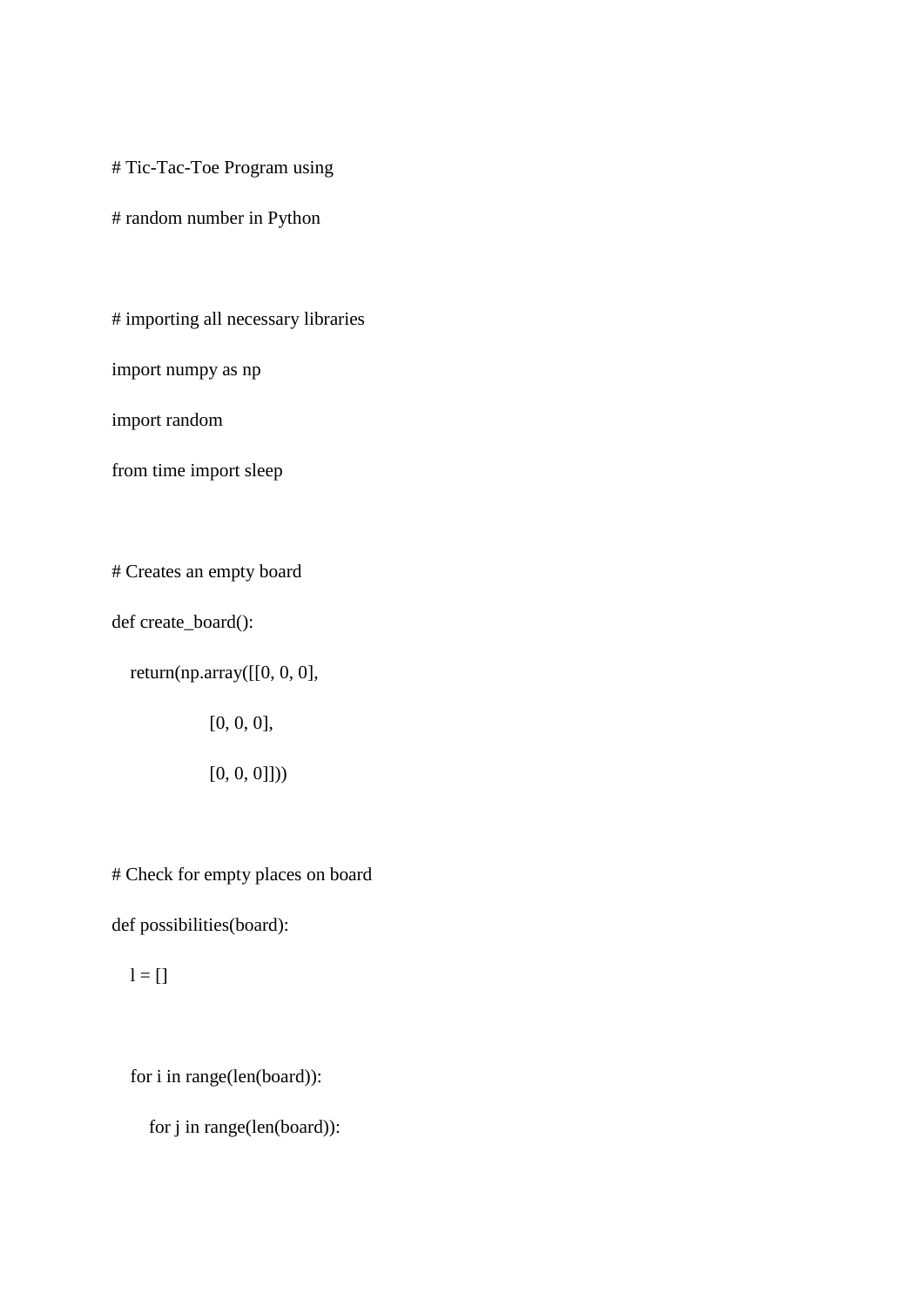```
# Tic-Tac-Toe Program using

# random number in Python



# importing all necessary libraries

import numpy as np

import random

from time import sleep



# Creates an empty board

def create_board():

    return(np.array([[0, 0, 0],

                     [0, 0, 0],

                     [0, 0, 0]]))



# Check for empty places on board

def possibilities(board):

    l = []



    for i in range(len(board)):

        for j in range(len(board)):
```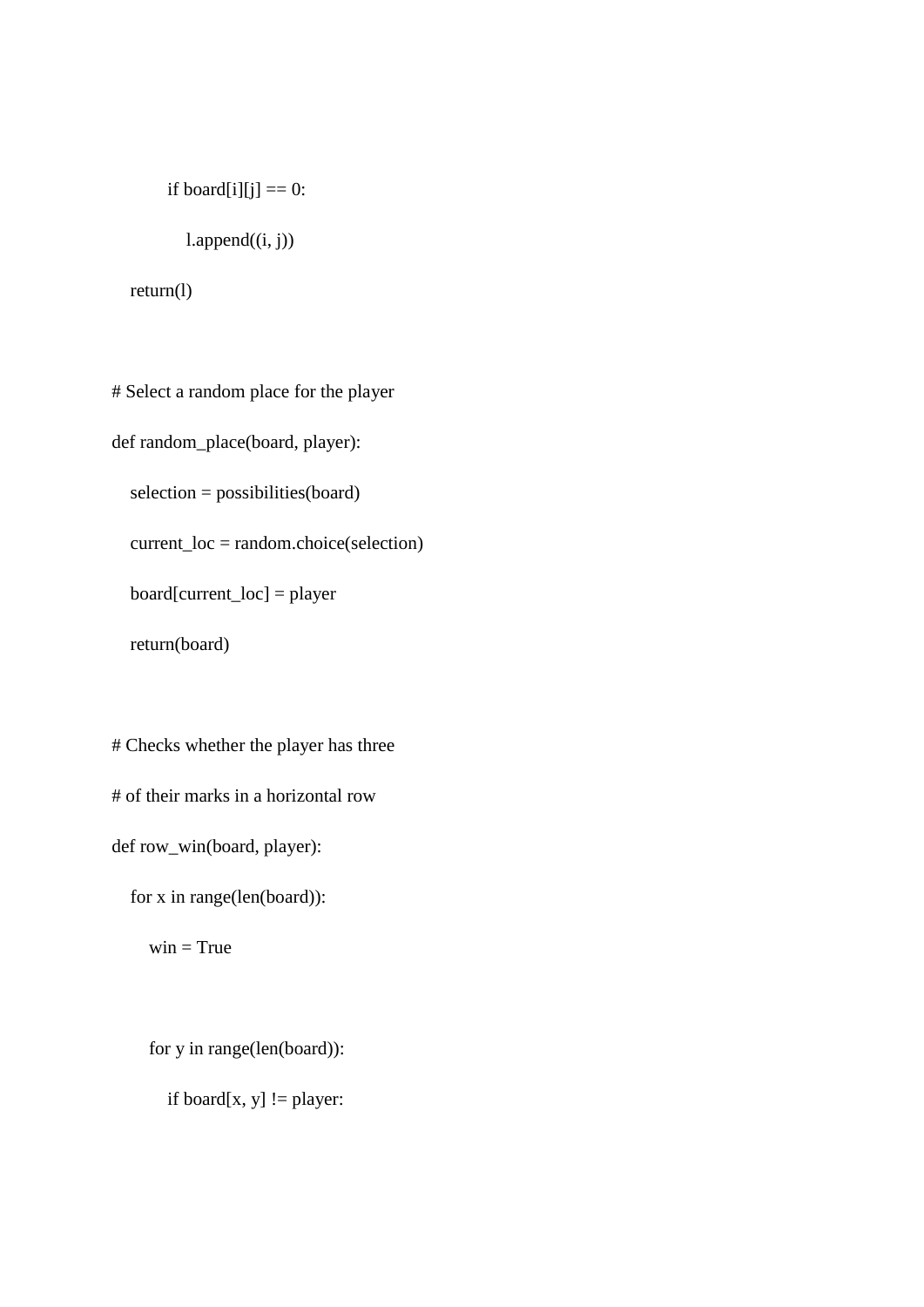```
            if board[i][j] == 0:
                l.append((i, j))
    return(l)


# Select a random place for the player
def random_place(board, player):
    selection = possibilities(board)
    current_loc = random.choice(selection)
    board[current_loc] = player
    return(board)


# Checks whether the player has three
# of their marks in a horizontal row
def row_win(board, player):
    for x in range(len(board)):
        win = True


        for y in range(len(board)):
            if board[x, y] != player:
```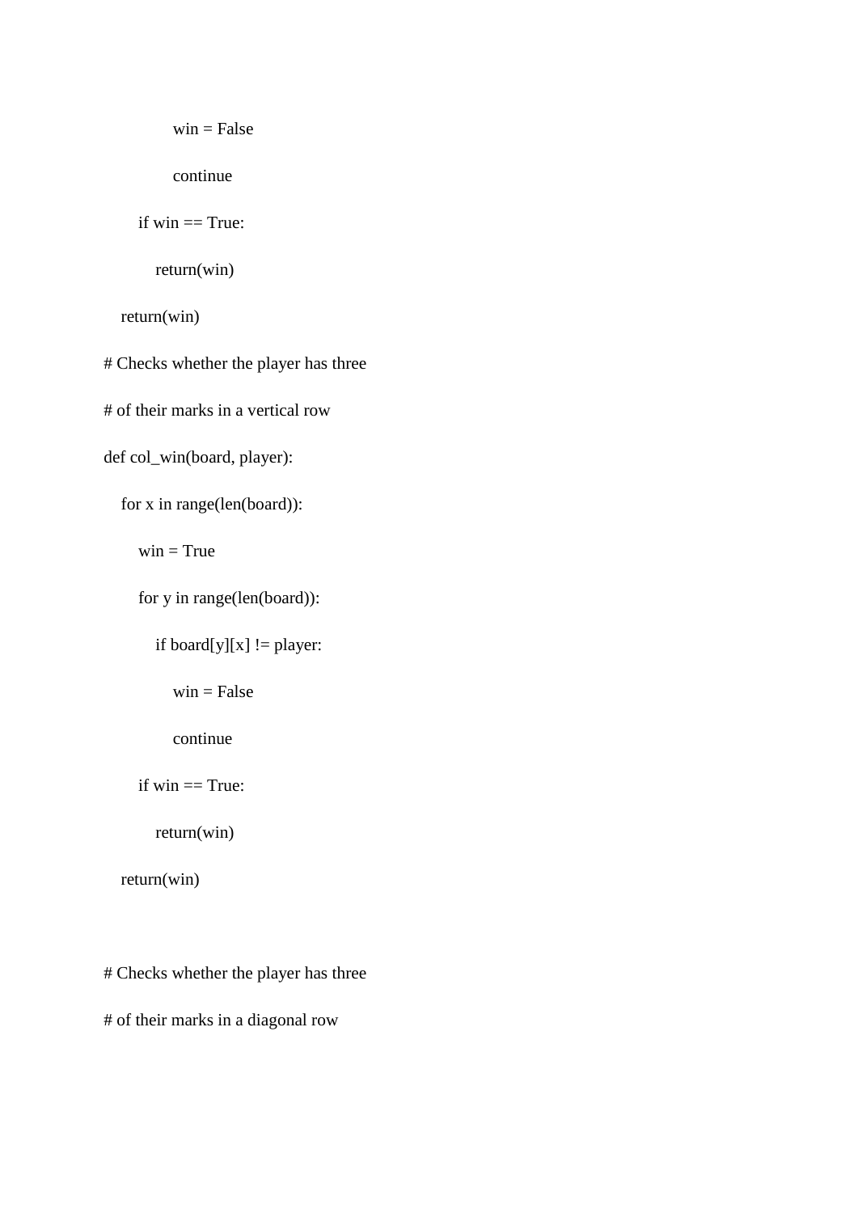```
            win = False
            continue
        if win == True:
            return(win)
    return(win)
# Checks whether the player has three
# of their marks in a vertical row
def col_win(board, player):
    for x in range(len(board)):
        win = True
        for y in range(len(board)):
            if board[y][x] != player:
                win = False
                continue
        if win == True:
            return(win)
    return(win)


# Checks whether the player has three
# of their marks in a diagonal row
```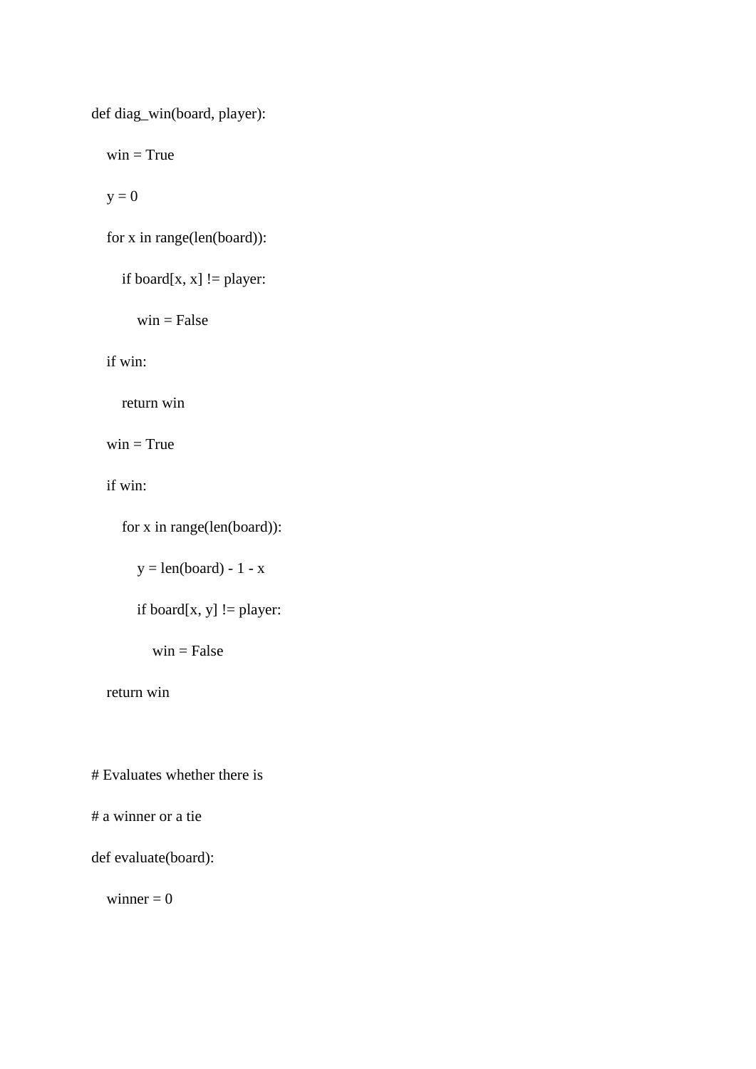```python
def diag_win(board, player):
    win = True
    y = 0
    for x in range(len(board)):
        if board[x, x] != player:
            win = False
    if win:
        return win
    win = True
    if win:
        for x in range(len(board)):
            y = len(board) - 1 - x
            if board[x, y] != player:
                win = False
    return win


# Evaluates whether there is
# a winner or a tie
def evaluate(board):
    winner = 0
```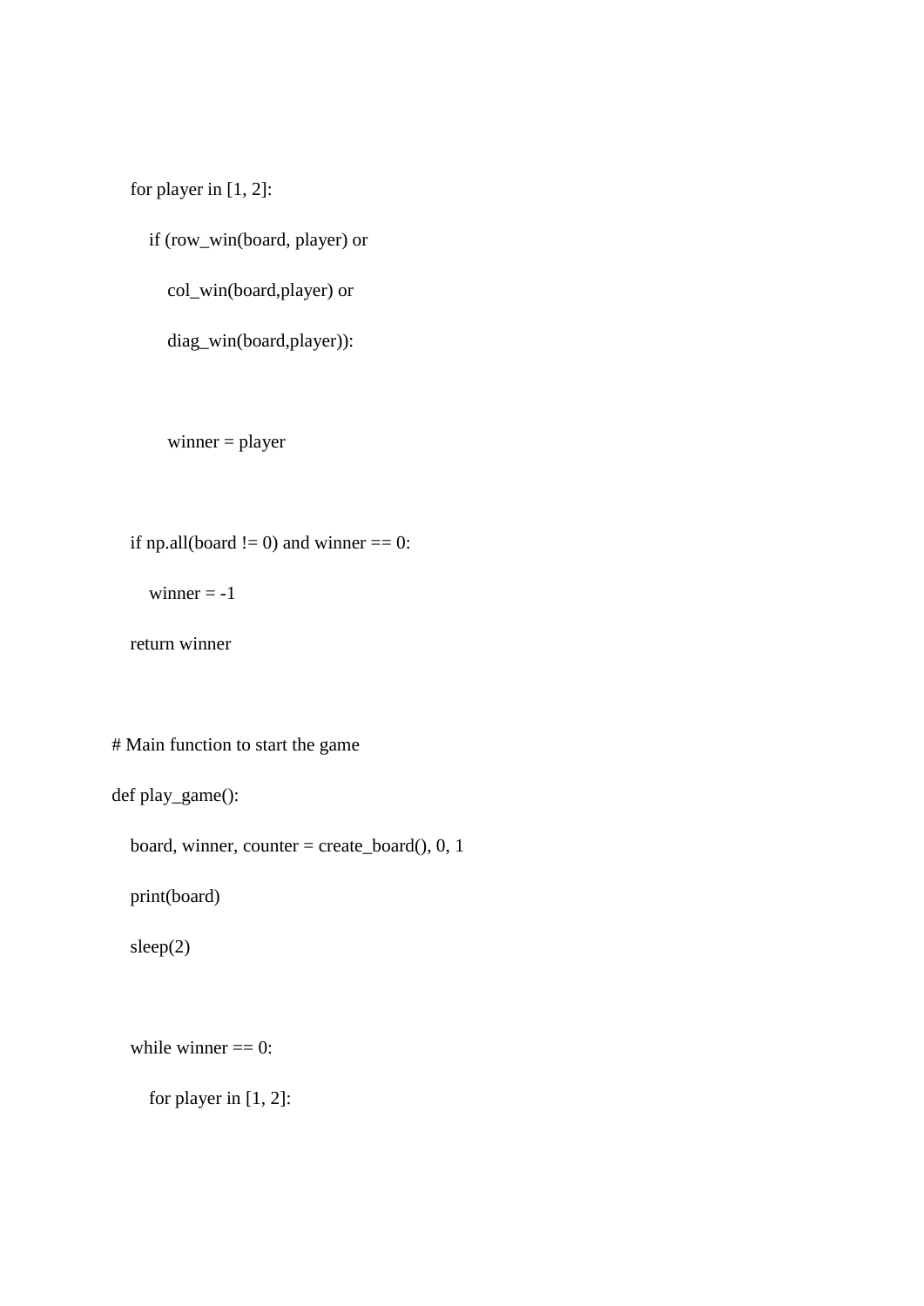```python
    for player in [1, 2]:
        if (row_win(board, player) or
            col_win(board,player) or
            diag_win(board,player)):

            winner = player

    if np.all(board != 0) and winner == 0:
        winner = -1
    return winner

# Main function to start the game
def play_game():
    board, winner, counter = create_board(), 0, 1
    print(board)
    sleep(2)

    while winner == 0:
        for player in [1, 2]:
```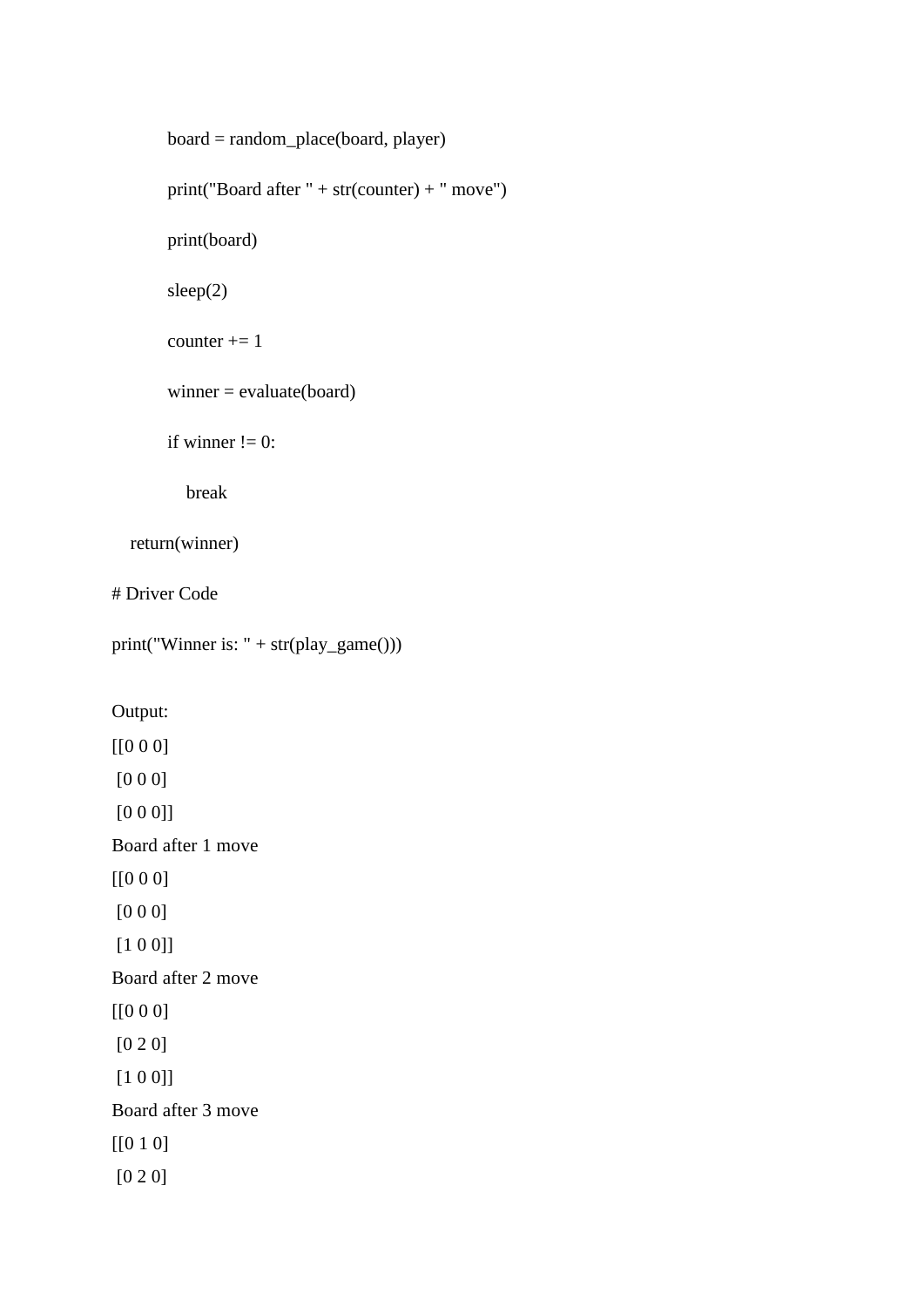```
            board = random_place(board, player)
            print("Board after " + str(counter) + " move")
            print(board)
            sleep(2)
            counter += 1
            winner = evaluate(board)
            if winner != 0:
                break
    return(winner)

# Driver Code
print("Winner is: " + str(play_game()))
```

Output:

```
[[0 0 0]
 [0 0 0]
 [0 0 0]]
Board after 1 move
[[0 0 0]
 [0 0 0]
 [1 0 0]]
Board after 2 move
[[0 0 0]
 [0 2 0]
 [1 0 0]]
Board after 3 move
[[0 1 0]
 [0 2 0]
```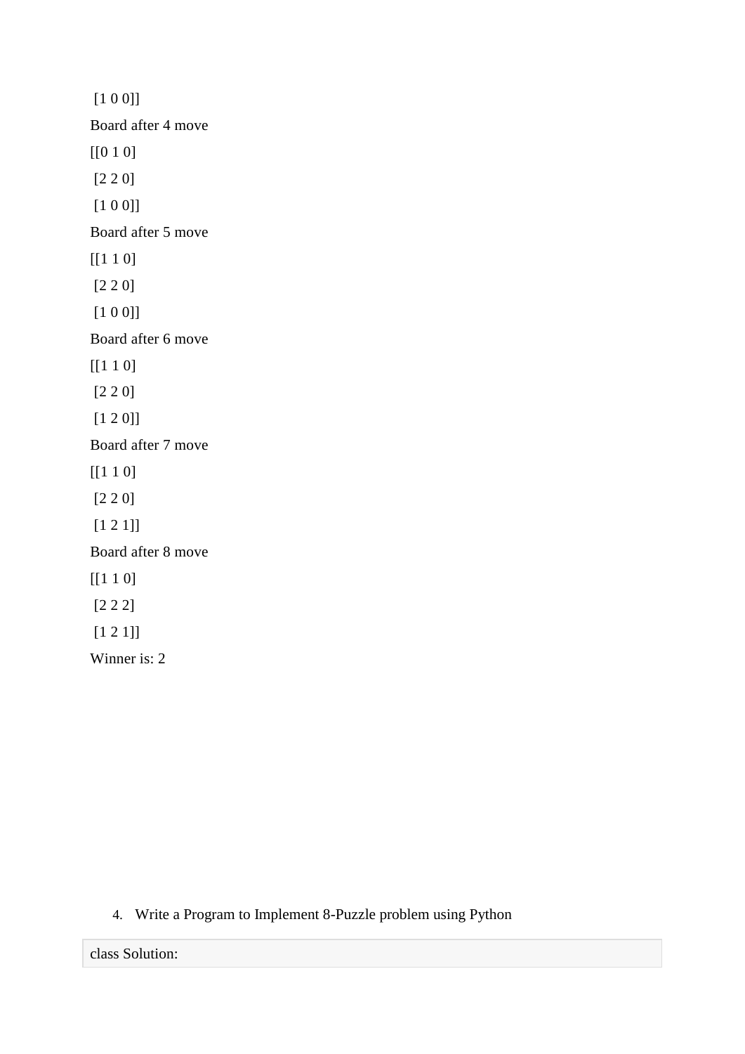[1 0 0]]

Board after 4 move

[[0 1 0]

 [2 2 0]

 [1 0 0]]

Board after 5 move

[[1 1 0]

 [2 2 0]

 [1 0 0]]

Board after 6 move

[[1 1 0]

 [2 2 0]

 [1 2 0]]

Board after 7 move

[[1 1 0]

 [2 2 0]

 [1 2 1]]

Board after 8 move

[[1 1 0]

 [2 2 2]

 [1 2 1]]

Winner is: 2

4. Write a Program to Implement 8-Puzzle problem using Python

```
class Solution:
```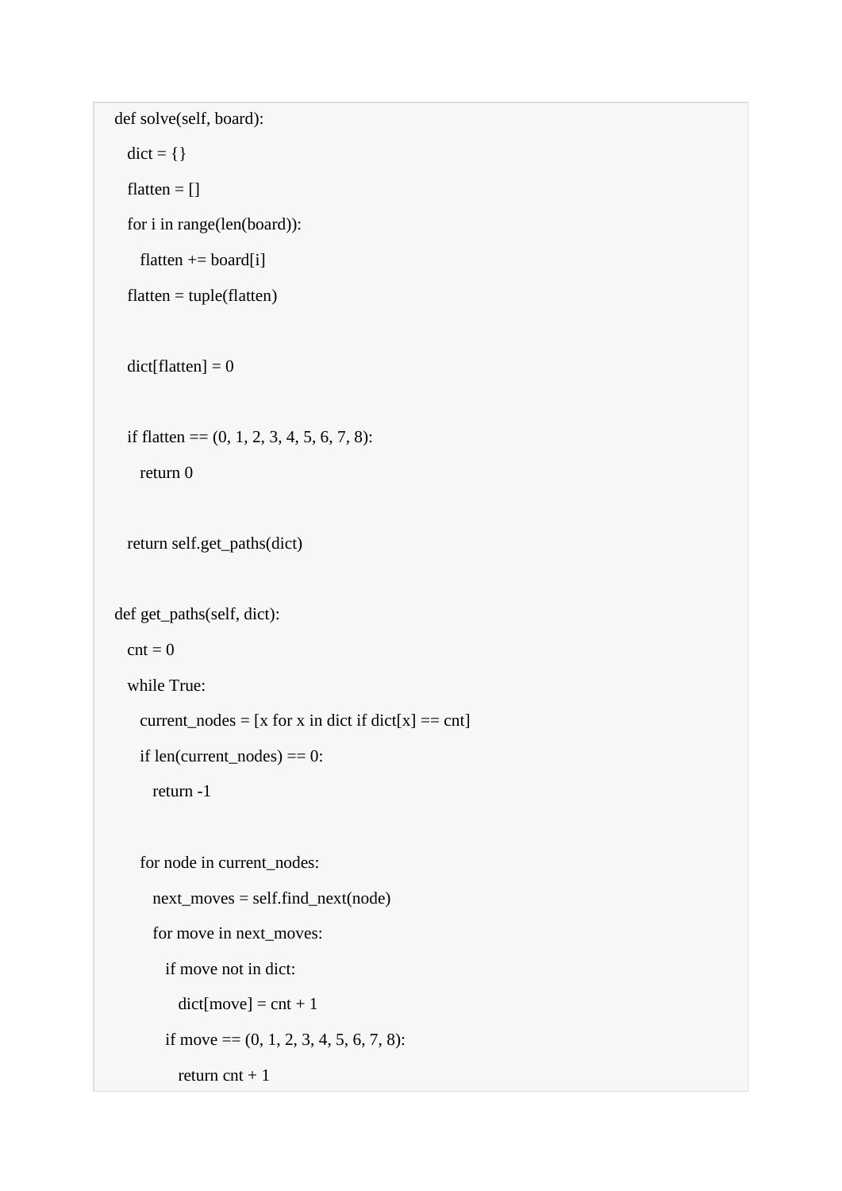```
def solve(self, board):
    dict = {}
    flatten = []
    for i in range(len(board)):
        flatten += board[i]
    flatten = tuple(flatten)

    dict[flatten] = 0

    if flatten == (0, 1, 2, 3, 4, 5, 6, 7, 8):
        return 0

    return self.get_paths(dict)

def get_paths(self, dict):
    cnt = 0
    while True:
        current_nodes = [x for x in dict if dict[x] == cnt]
        if len(current_nodes) == 0:
            return -1

        for node in current_nodes:
            next_moves = self.find_next(node)
            for move in next_moves:
                if move not in dict:
                    dict[move] = cnt + 1
                if move == (0, 1, 2, 3, 4, 5, 6, 7, 8):
                    return cnt + 1
```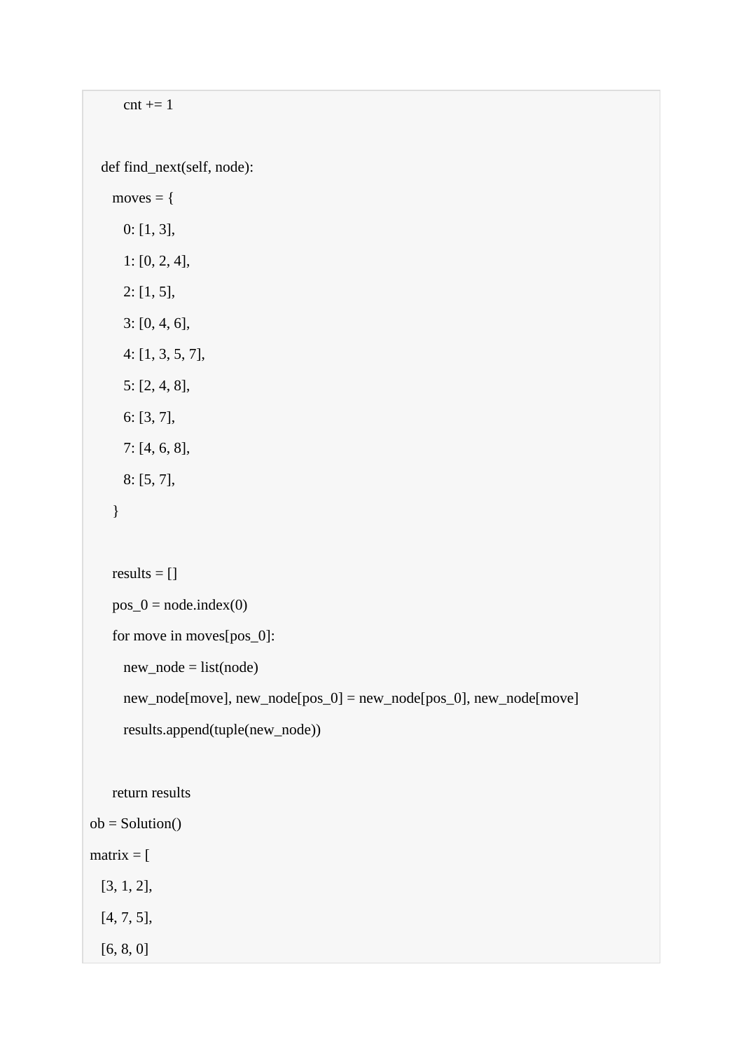```
        cnt += 1

    def find_next(self, node):
        moves = {
            0: [1, 3],
            1: [0, 2, 4],
            2: [1, 5],
            3: [0, 4, 6],
            4: [1, 3, 5, 7],
            5: [2, 4, 8],
            6: [3, 7],
            7: [4, 6, 8],
            8: [5, 7],
        }

        results = []
        pos_0 = node.index(0)
        for move in moves[pos_0]:
            new_node = list(node)
            new_node[move], new_node[pos_0] = new_node[pos_0], new_node[move]
            results.append(tuple(new_node))

        return results
ob = Solution()
matrix = [
    [3, 1, 2],
    [4, 7, 5],
    [6, 8, 0]
```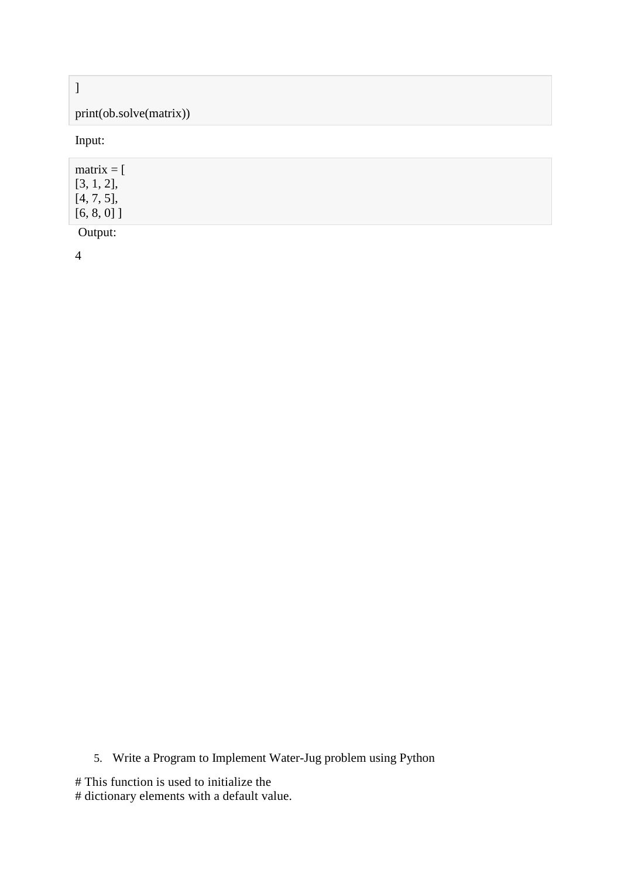```
]

print(ob.solve(matrix))
```

Input:

```
matrix = [
[3, 1, 2],
[4, 7, 5],
[6, 8, 0] ]
```

Output:

4

5. Write a Program to Implement Water-Jug problem using Python

```
# This function is used to initialize the
# dictionary elements with a default value.
```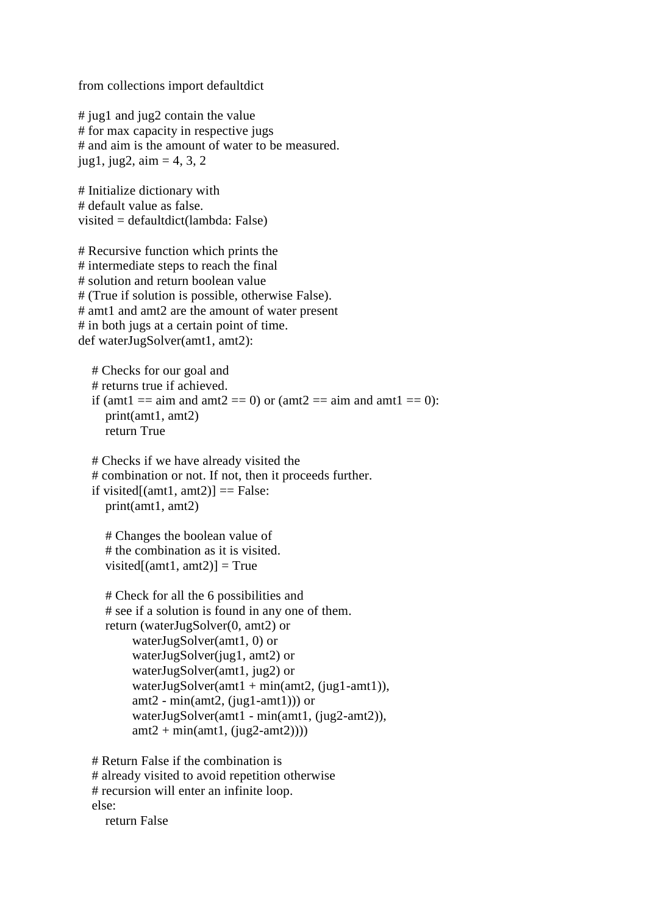```python
from collections import defaultdict

# jug1 and jug2 contain the value
# for max capacity in respective jugs
# and aim is the amount of water to be measured.
jug1, jug2, aim = 4, 3, 2

# Initialize dictionary with
# default value as false.
visited = defaultdict(lambda: False)

# Recursive function which prints the
# intermediate steps to reach the final
# solution and return boolean value
# (True if solution is possible, otherwise False).
# amt1 and amt2 are the amount of water present
# in both jugs at a certain point of time.
def waterJugSolver(amt1, amt2):

    # Checks for our goal and
    # returns true if achieved.
    if (amt1 == aim and amt2 == 0) or (amt2 == aim and amt1 == 0):
        print(amt1, amt2)
        return True

    # Checks if we have already visited the
    # combination or not. If not, then it proceeds further.
    if visited[(amt1, amt2)] == False:
        print(amt1, amt2)

        # Changes the boolean value of
        # the combination as it is visited.
        visited[(amt1, amt2)] = True

        # Check for all the 6 possibilities and
        # see if a solution is found in any one of them.
        return (waterJugSolver(0, amt2) or
                waterJugSolver(amt1, 0) or
                waterJugSolver(jug1, amt2) or
                waterJugSolver(amt1, jug2) or
                waterJugSolver(amt1 + min(amt2, (jug1-amt1)),
                amt2 - min(amt2, (jug1-amt1))) or
                waterJugSolver(amt1 - min(amt1, (jug2-amt2)),
                amt2 + min(amt1, (jug2-amt2))))

    # Return False if the combination is
    # already visited to avoid repetition otherwise
    # recursion will enter an infinite loop.
    else:
        return False
```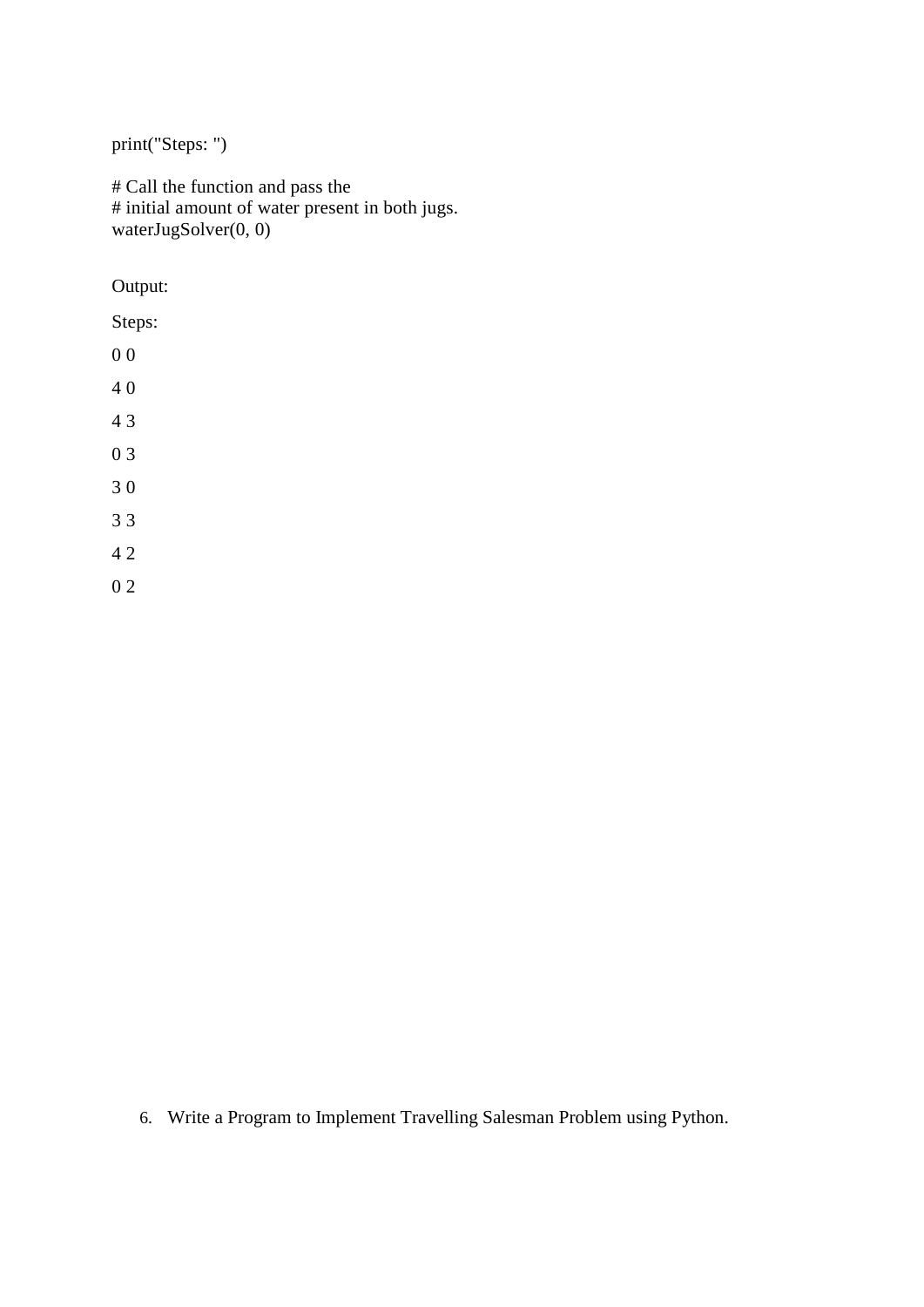```python
print("Steps: ")

# Call the function and pass the
# initial amount of water present in both jugs.
waterJugSolver(0, 0)
```

Output:

Steps:

0 0

4 0

4 3

0 3

3 0

3 3

4 2

0 2

6. Write a Program to Implement Travelling Salesman Problem using Python.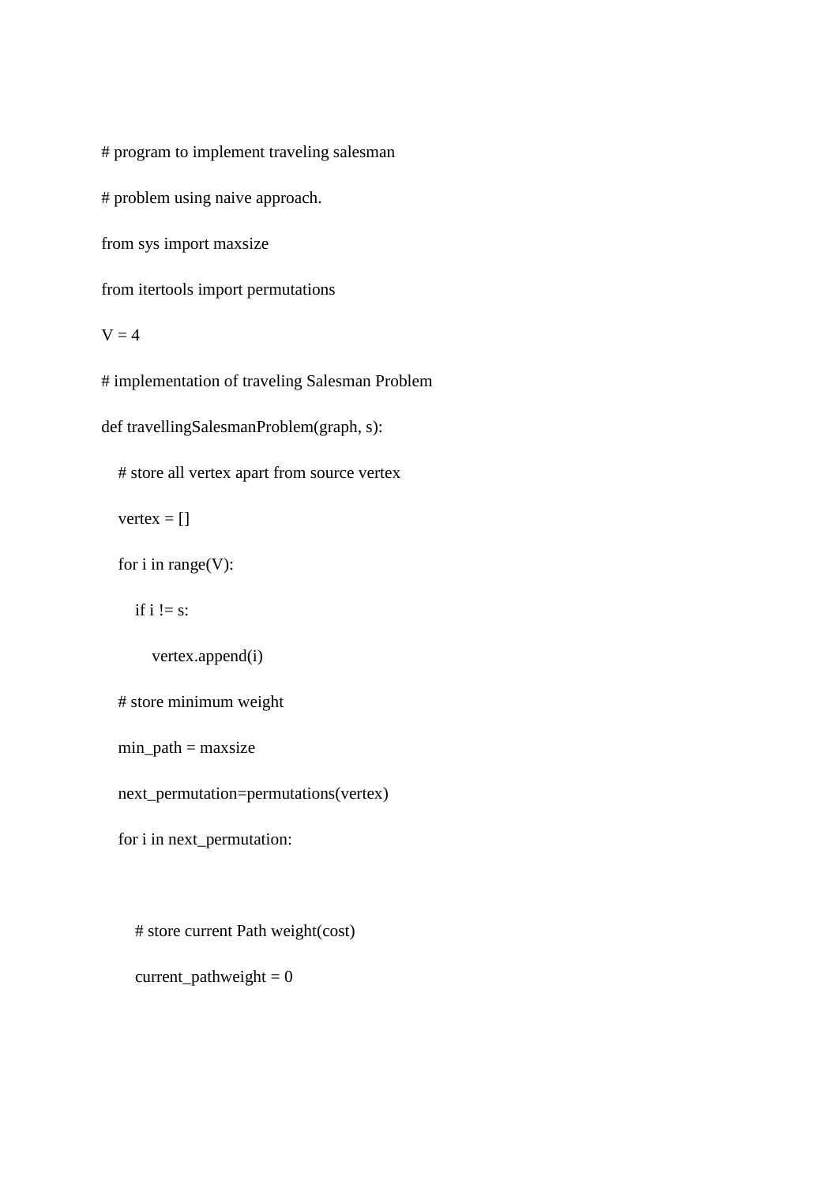```python
# program to implement traveling salesman

# problem using naive approach.

from sys import maxsize

from itertools import permutations

V = 4

# implementation of traveling Salesman Problem

def travellingSalesmanProblem(graph, s):

    # store all vertex apart from source vertex

    vertex = []

    for i in range(V):

        if i != s:

            vertex.append(i)

    # store minimum weight

    min_path = maxsize

    next_permutation=permutations(vertex)

    for i in next_permutation:



        # store current Path weight(cost)

        current_pathweight = 0
```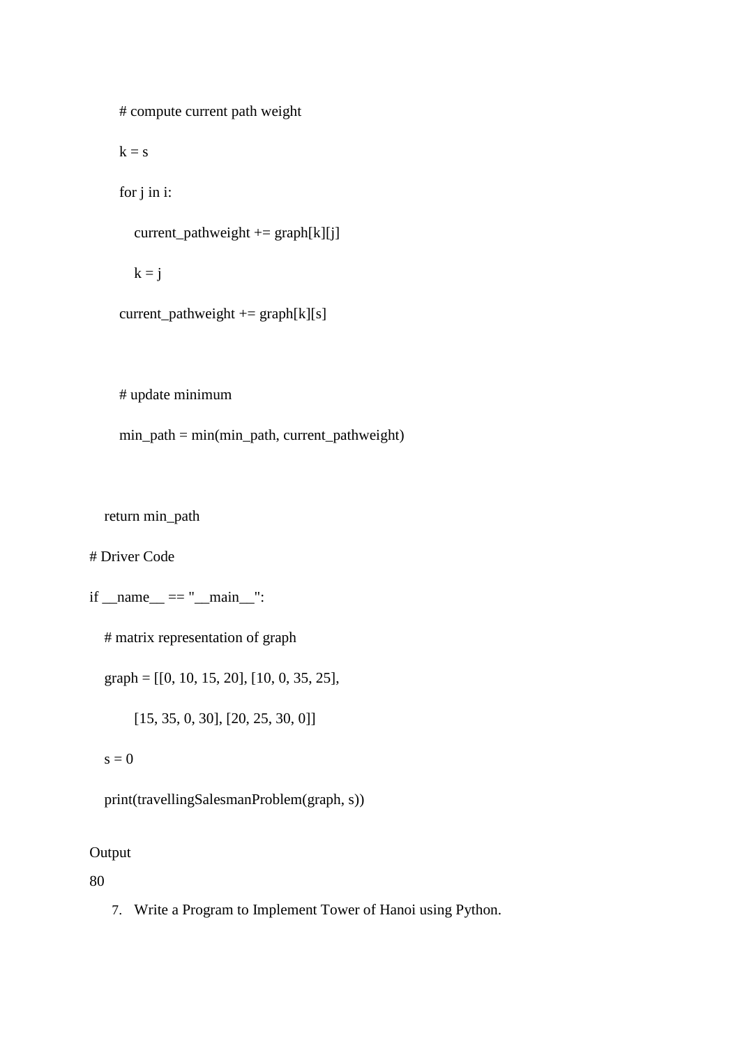```python
        # compute current path weight
        k = s
        for j in i:
            current_pathweight += graph[k][j]
            k = j
        current_pathweight += graph[k][s]

        # update minimum
        min_path = min(min_path, current_pathweight)

    return min_path
# Driver Code
if __name__ == "__main__":
    # matrix representation of graph
    graph = [[0, 10, 15, 20], [10, 0, 35, 25],
            [15, 35, 0, 30], [20, 25, 30, 0]]
    s = 0
    print(travellingSalesmanProblem(graph, s))
```

Output

80

7. Write a Program to Implement Tower of Hanoi using Python.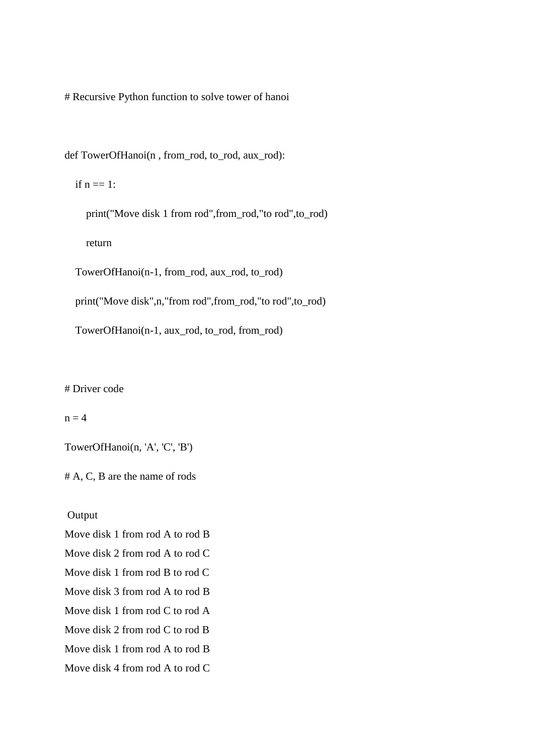```python
# Recursive Python function to solve tower of hanoi

def TowerOfHanoi(n , from_rod, to_rod, aux_rod):
    if n == 1:
        print("Move disk 1 from rod",from_rod,"to rod",to_rod)
        return
    TowerOfHanoi(n-1, from_rod, aux_rod, to_rod)
    print("Move disk",n,"from rod",from_rod,"to rod",to_rod)
    TowerOfHanoi(n-1, aux_rod, to_rod, from_rod)

# Driver code
n = 4
TowerOfHanoi(n, 'A', 'C', 'B')
# A, C, B are the name of rods
```

Output

```
Move disk 1 from rod A to rod B
Move disk 2 from rod A to rod C
Move disk 1 from rod B to rod C
Move disk 3 from rod A to rod B
Move disk 1 from rod C to rod A
Move disk 2 from rod C to rod B
Move disk 1 from rod A to rod B
Move disk 4 from rod A to rod C
```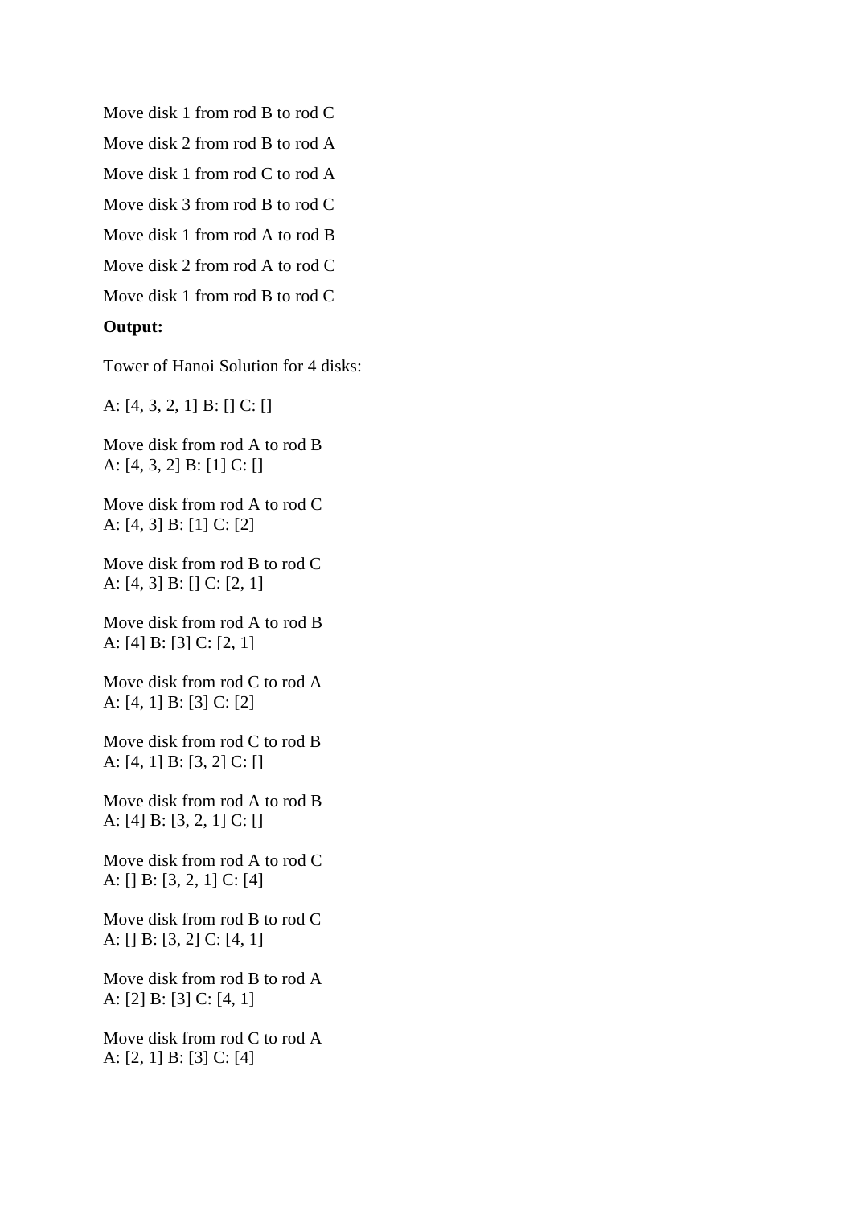Move disk 1 from rod B to rod C

Move disk 2 from rod B to rod A

Move disk 1 from rod C to rod A

Move disk 3 from rod B to rod C

Move disk 1 from rod A to rod B

Move disk 2 from rod A to rod C

Move disk 1 from rod B to rod C

**Output:**

Tower of Hanoi Solution for 4 disks:

A: [4, 3, 2, 1] B: [] C: []

Move disk from rod A to rod B
A: [4, 3, 2] B: [1] C: []

Move disk from rod A to rod C
A: [4, 3] B: [1] C: [2]

Move disk from rod B to rod C
A: [4, 3] B: [] C: [2, 1]

Move disk from rod A to rod B
A: [4] B: [3] C: [2, 1]

Move disk from rod C to rod A
A: [4, 1] B: [3] C: [2]

Move disk from rod C to rod B
A: [4, 1] B: [3, 2] C: []

Move disk from rod A to rod B
A: [4] B: [3, 2, 1] C: []

Move disk from rod A to rod C
A: [] B: [3, 2, 1] C: [4]

Move disk from rod B to rod C
A: [] B: [3, 2] C: [4, 1]

Move disk from rod B to rod A
A: [2] B: [3] C: [4, 1]

Move disk from rod C to rod A
A: [2, 1] B: [3] C: [4]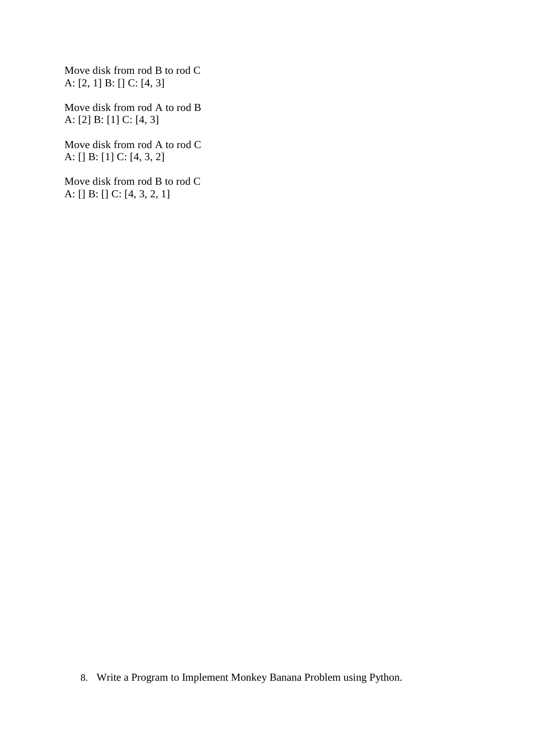Move disk from rod B to rod C
A: [2, 1] B: [] C: [4, 3]

Move disk from rod A to rod B
A: [2] B: [1] C: [4, 3]

Move disk from rod A to rod C
A: [] B: [1] C: [4, 3, 2]

Move disk from rod B to rod C
A: [] B: [] C: [4, 3, 2, 1]

8. Write a Program to Implement Monkey Banana Problem using Python.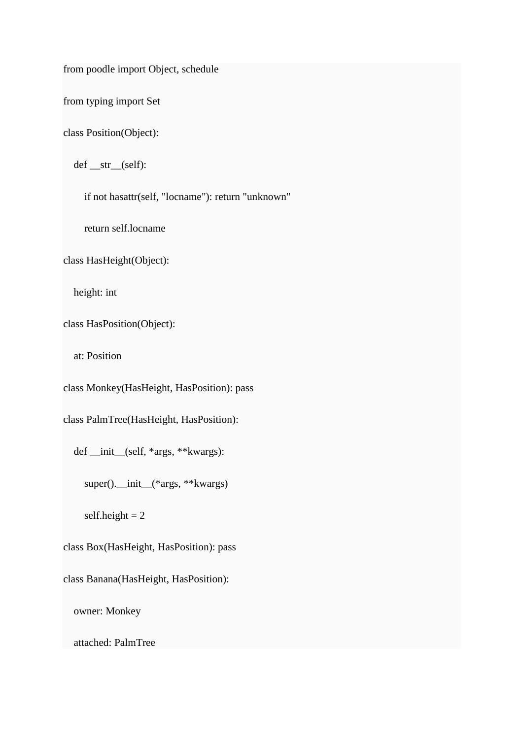```
from poodle import Object, schedule

from typing import Set

class Position(Object):

    def __str__(self):

        if not hasattr(self, "locname"): return "unknown"

        return self.locname

class HasHeight(Object):

    height: int

class HasPosition(Object):

    at: Position

class Monkey(HasHeight, HasPosition): pass

class PalmTree(HasHeight, HasPosition):

    def __init__(self, *args, **kwargs):

        super().__init__(*args, **kwargs)

        self.height = 2

class Box(HasHeight, HasPosition): pass

class Banana(HasHeight, HasPosition):

    owner: Monkey

    attached: PalmTree
```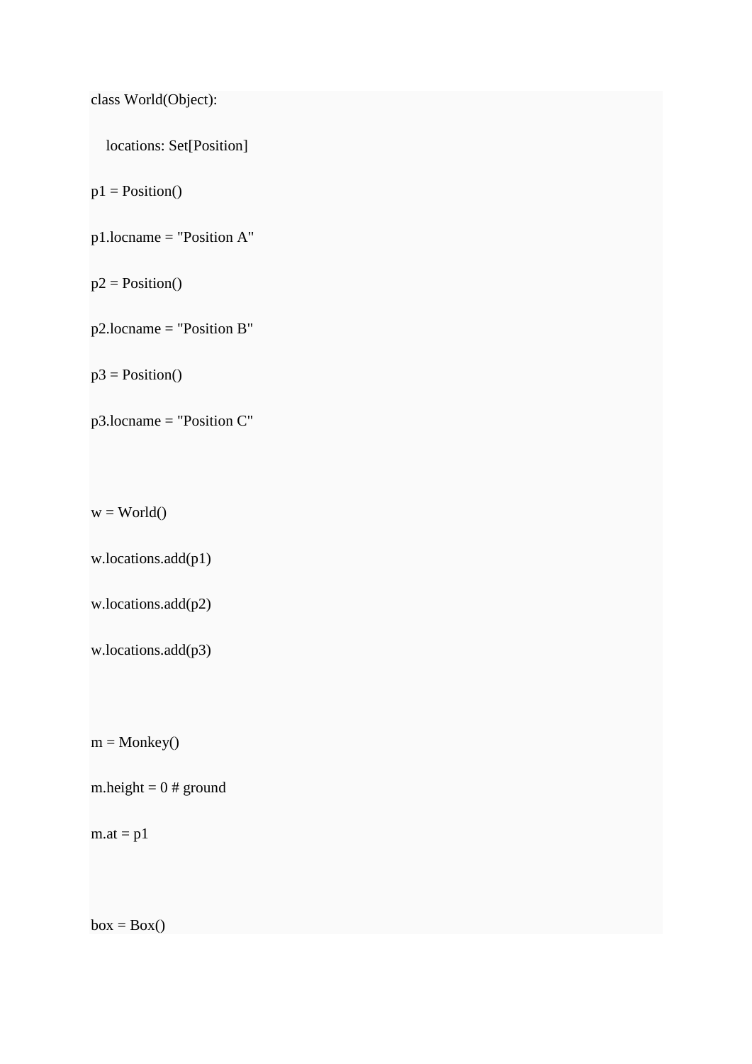```
class World(Object):

    locations: Set[Position]

p1 = Position()

p1.locname = "Position A"

p2 = Position()

p2.locname = "Position B"

p3 = Position()

p3.locname = "Position C"



w = World()

w.locations.add(p1)

w.locations.add(p2)

w.locations.add(p3)



m = Monkey()

m.height = 0 # ground

m.at = p1



box = Box()
```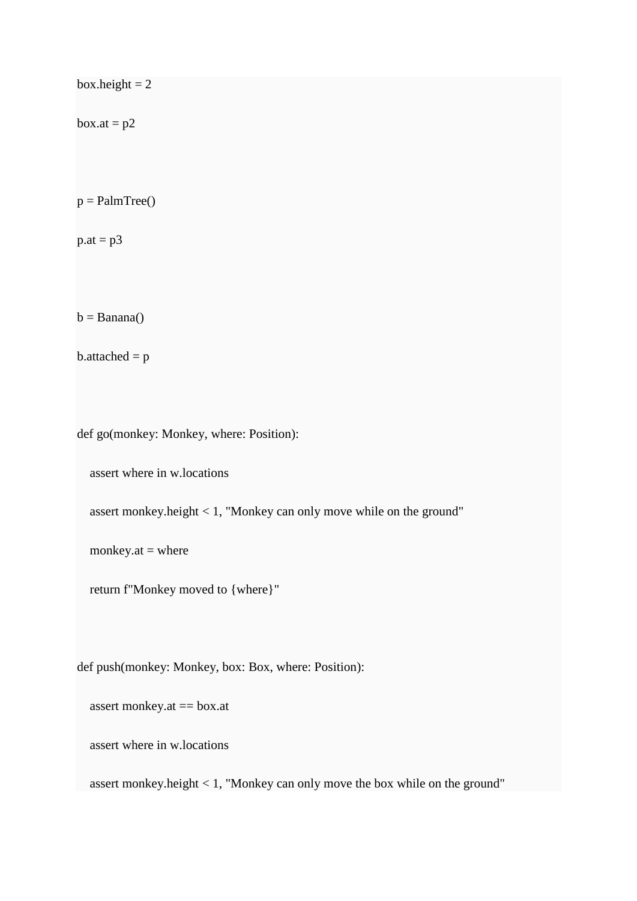```
box.height = 2

box.at = p2


p = PalmTree()

p.at = p3


b = Banana()

b.attached = p


def go(monkey: Monkey, where: Position):

    assert where in w.locations

    assert monkey.height < 1, "Monkey can only move while on the ground"

    monkey.at = where

    return f"Monkey moved to {where}"


def push(monkey: Monkey, box: Box, where: Position):

    assert monkey.at == box.at

    assert where in w.locations

    assert monkey.height < 1, "Monkey can only move the box while on the ground"
```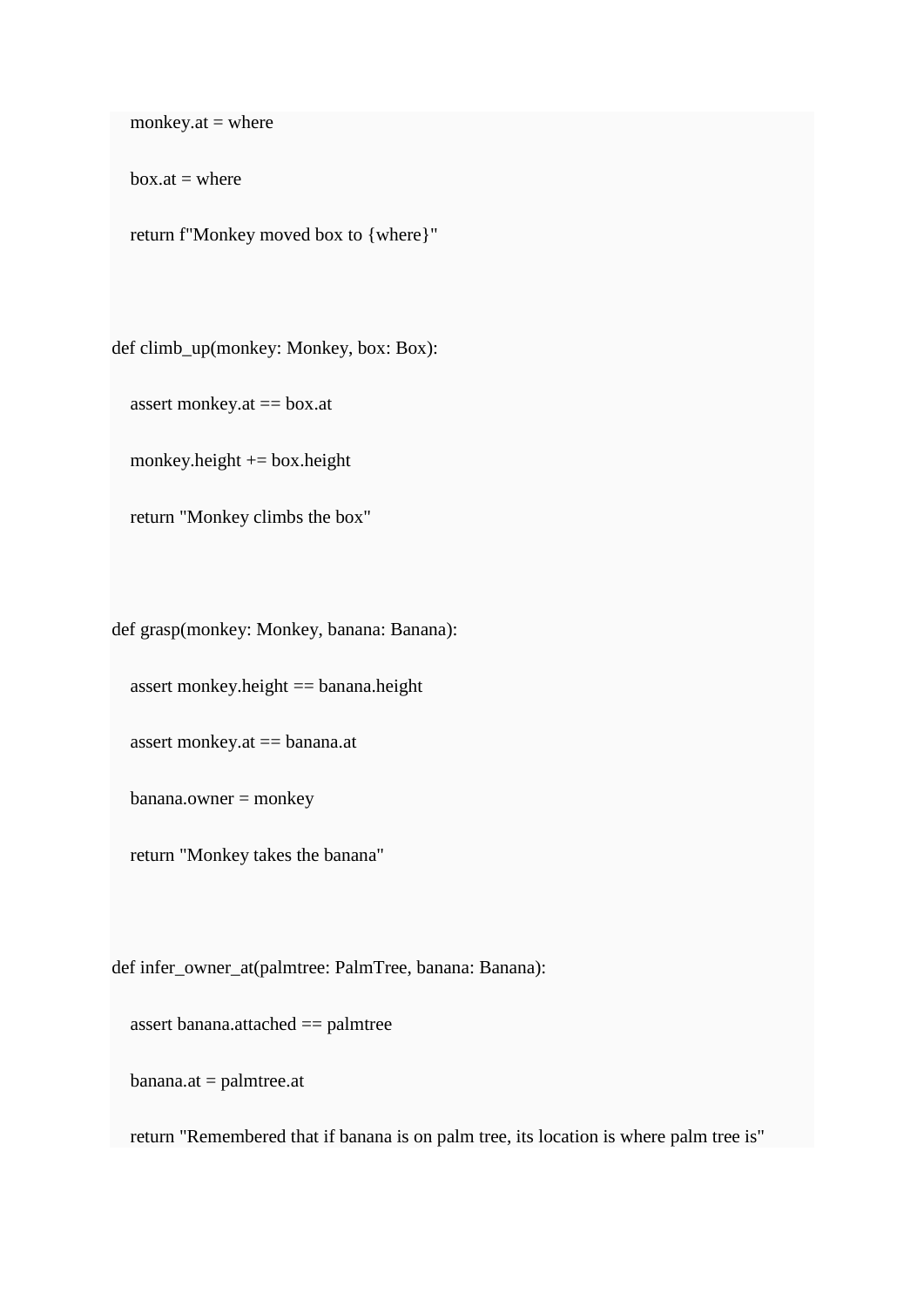```
    monkey.at = where

    box.at = where

    return f"Monkey moved box to {where}"



def climb_up(monkey: Monkey, box: Box):

    assert monkey.at == box.at

    monkey.height += box.height

    return "Monkey climbs the box"



def grasp(monkey: Monkey, banana: Banana):

    assert monkey.height == banana.height

    assert monkey.at == banana.at

    banana.owner = monkey

    return "Monkey takes the banana"



def infer_owner_at(palmtree: PalmTree, banana: Banana):

    assert banana.attached == palmtree

    banana.at = palmtree.at

    return "Remembered that if banana is on palm tree, its location is where palm tree is"
```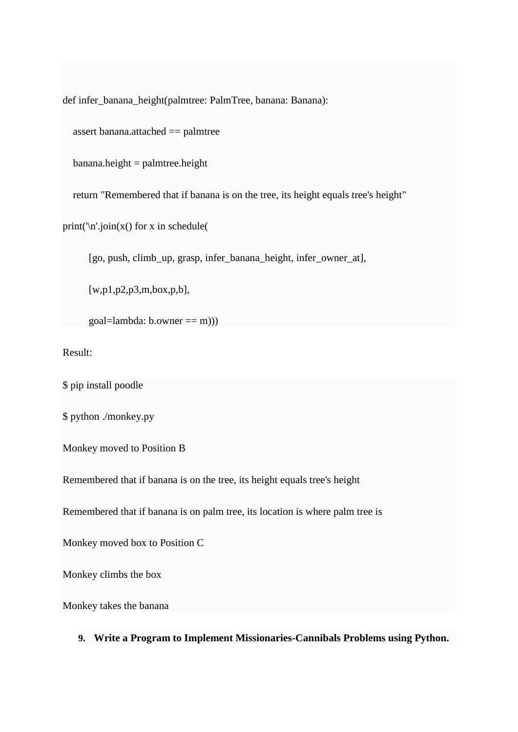```
def infer_banana_height(palmtree: PalmTree, banana: Banana):

    assert banana.attached == palmtree

    banana.height = palmtree.height

    return "Remembered that if banana is on the tree, its height equals tree's height"

print('\n'.join(x() for x in schedule(

        [go, push, climb_up, grasp, infer_banana_height, infer_owner_at],

        [w,p1,p2,p3,m,box,p,b],

        goal=lambda: b.owner == m)))
```

Result:

```
$ pip install poodle

$ python ./monkey.py

Monkey moved to Position B

Remembered that if banana is on the tree, its height equals tree's height

Remembered that if banana is on palm tree, its location is where palm tree is

Monkey moved box to Position C

Monkey climbs the box

Monkey takes the banana
```

**9. Write a Program to Implement Missionaries-Cannibals Problems using Python.**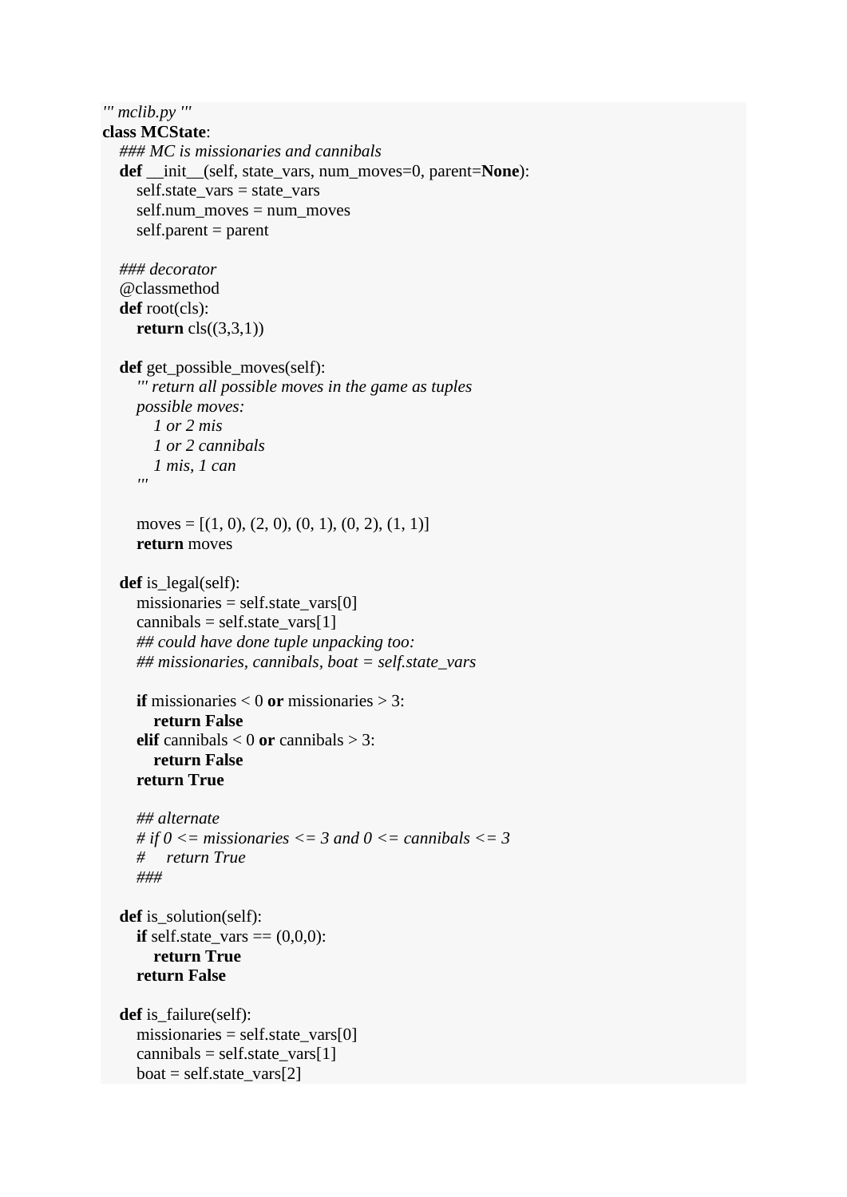```python
''' mclib.py '''
class MCState:
    ### MC is missionaries and cannibals
    def __init__(self, state_vars, num_moves=0, parent=None):
        self.state_vars = state_vars
        self.num_moves = num_moves
        self.parent = parent

    ### decorator
    @classmethod
    def root(cls):
        return cls((3,3,1))

    def get_possible_moves(self):
        ''' return all possible moves in the game as tuples
        possible moves:
            1 or 2 mis
            1 or 2 cannibals
            1 mis, 1 can
        '''

        moves = [(1, 0), (2, 0), (0, 1), (0, 2), (1, 1)]
        return moves

    def is_legal(self):
        missionaries = self.state_vars[0]
        cannibals = self.state_vars[1]
        ## could have done tuple unpacking too:
        ## missionaries, cannibals, boat = self.state_vars

        if missionaries < 0 or missionaries > 3:
            return False
        elif cannibals < 0 or cannibals > 3:
            return False
        return True

        ## alternate
        # if 0 <= missionaries <= 3 and 0 <= cannibals <= 3
        #     return True
        ###

    def is_solution(self):
        if self.state_vars == (0,0,0):
            return True
        return False

    def is_failure(self):
        missionaries = self.state_vars[0]
        cannibals = self.state_vars[1]
        boat = self.state_vars[2]
```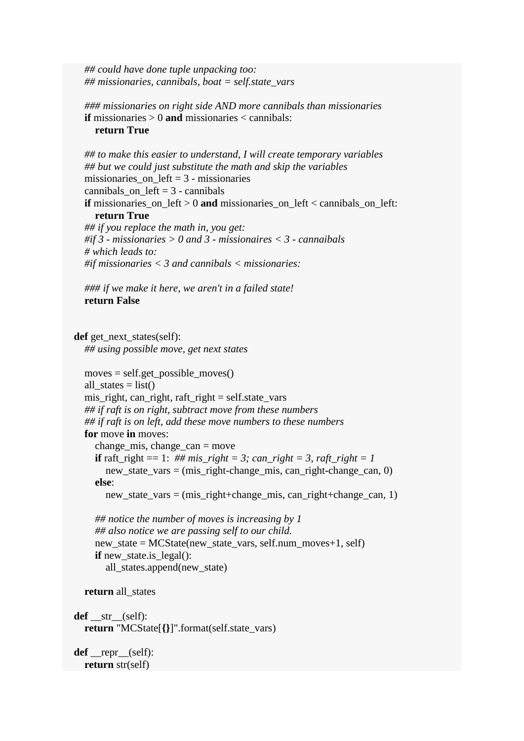```
        ## could have done tuple unpacking too:
        ## missionaries, cannibals, boat = self.state_vars

        ### missionaries on right side AND more cannibals than missionaries
        if missionaries > 0 and missionaries < cannibals:
            return True

        ## to make this easier to understand, I will create temporary variables
        ## but we could just substitute the math and skip the variables
        missionaries_on_left = 3 - missionaries
        cannibals_on_left = 3 - cannibals
        if missionaries_on_left > 0 and missionaries_on_left < cannibals_on_left:
            return True
        ## if you replace the math in, you get:
        #if 3 - missionaries > 0 and 3 - missionaires < 3 - cannaibals
        # which leads to:
        #if missionaries < 3 and cannibals < missionaries:

        ### if we make it here, we aren't in a failed state!
        return False


    def get_next_states(self):
        ## using possible move, get next states

        moves = self.get_possible_moves()
        all_states = list()
        mis_right, can_right, raft_right = self.state_vars
        ## if raft is on right, subtract move from these numbers
        ## if raft is on left, add these move numbers to these numbers
        for move in moves:
            change_mis, change_can = move
            if raft_right == 1:  ## mis_right = 3; can_right = 3, raft_right = 1
                new_state_vars = (mis_right-change_mis, can_right-change_can, 0)
            else:
                new_state_vars = (mis_right+change_mis, can_right+change_can, 1)

            ## notice the number of moves is increasing by 1
            ## also notice we are passing self to our child.
            new_state = MCState(new_state_vars, self.num_moves+1, self)
            if new_state.is_legal():
                all_states.append(new_state)

        return all_states

    def __str__(self):
        return "MCState[{}]".format(self.state_vars)

    def __repr__(self):
        return str(self)
```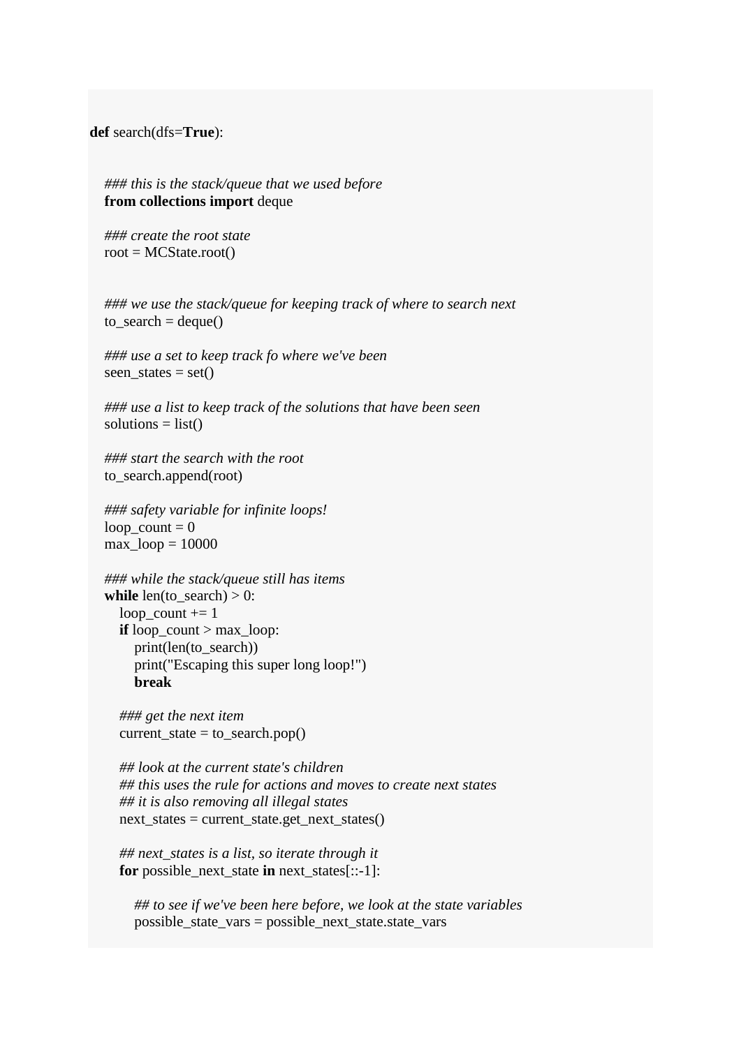```python
def search(dfs=True):

    ### this is the stack/queue that we used before
    from collections import deque

    ### create the root state
    root = MCState.root()


    ### we use the stack/queue for keeping track of where to search next
    to_search = deque()

    ### use a set to keep track fo where we've been
    seen_states = set()

    ### use a list to keep track of the solutions that have been seen
    solutions = list()

    ### start the search with the root
    to_search.append(root)

    ### safety variable for infinite loops!
    loop_count = 0
    max_loop = 10000

    ### while the stack/queue still has items
    while len(to_search) > 0:
        loop_count += 1
        if loop_count > max_loop:
            print(len(to_search))
            print("Escaping this super long loop!")
            break

        ### get the next item
        current_state = to_search.pop()

        ## look at the current state's children
        ## this uses the rule for actions and moves to create next states
        ## it is also removing all illegal states
        next_states = current_state.get_next_states()

        ## next_states is a list, so iterate through it
        for possible_next_state in next_states[::-1]:

            ## to see if we've been here before, we look at the state variables
            possible_state_vars = possible_next_state.state_vars
```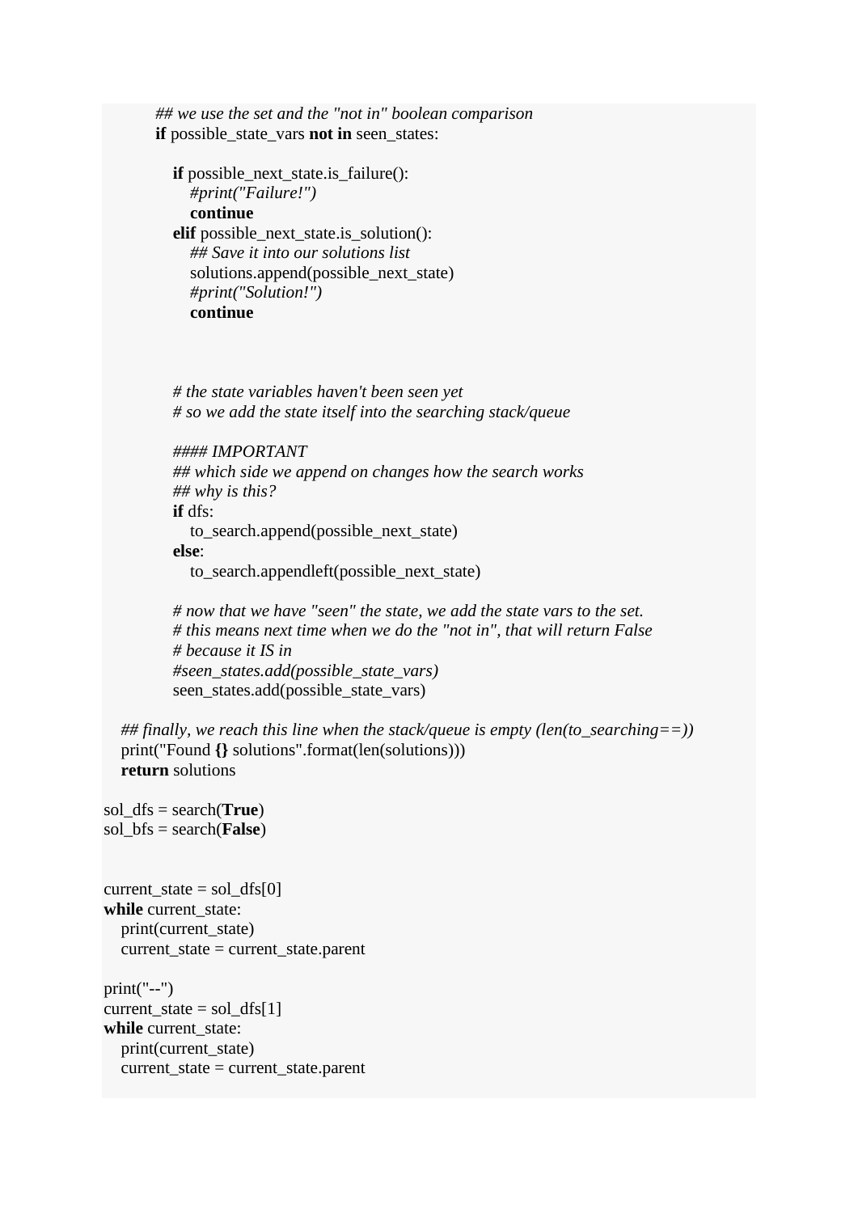```
        ## we use the set and the "not in" boolean comparison
        if possible_state_vars not in seen_states:

            if possible_next_state.is_failure():
                #print("Failure!")
                continue
            elif possible_next_state.is_solution():
                ## Save it into our solutions list
                solutions.append(possible_next_state)
                #print("Solution!")
                continue



            # the state variables haven't been seen yet
            # so we add the state itself into the searching stack/queue

            #### IMPORTANT
            ## which side we append on changes how the search works
            ## why is this?
            if dfs:
                to_search.append(possible_next_state)
            else:
                to_search.appendleft(possible_next_state)

            # now that we have "seen" the state, we add the state vars to the set.
            # this means next time when we do the "not in", that will return False
            # because it IS in
            #seen_states.add(possible_state_vars)
            seen_states.add(possible_state_vars)

    ## finally, we reach this line when the stack/queue is empty (len(to_searching==))
    print("Found {} solutions".format(len(solutions)))
    return solutions

sol_dfs = search(True)
sol_bfs = search(False)


current_state = sol_dfs[0]
while current_state:
    print(current_state)
    current_state = current_state.parent

print("--")
current_state = sol_dfs[1]
while current_state:
    print(current_state)
    current_state = current_state.parent
```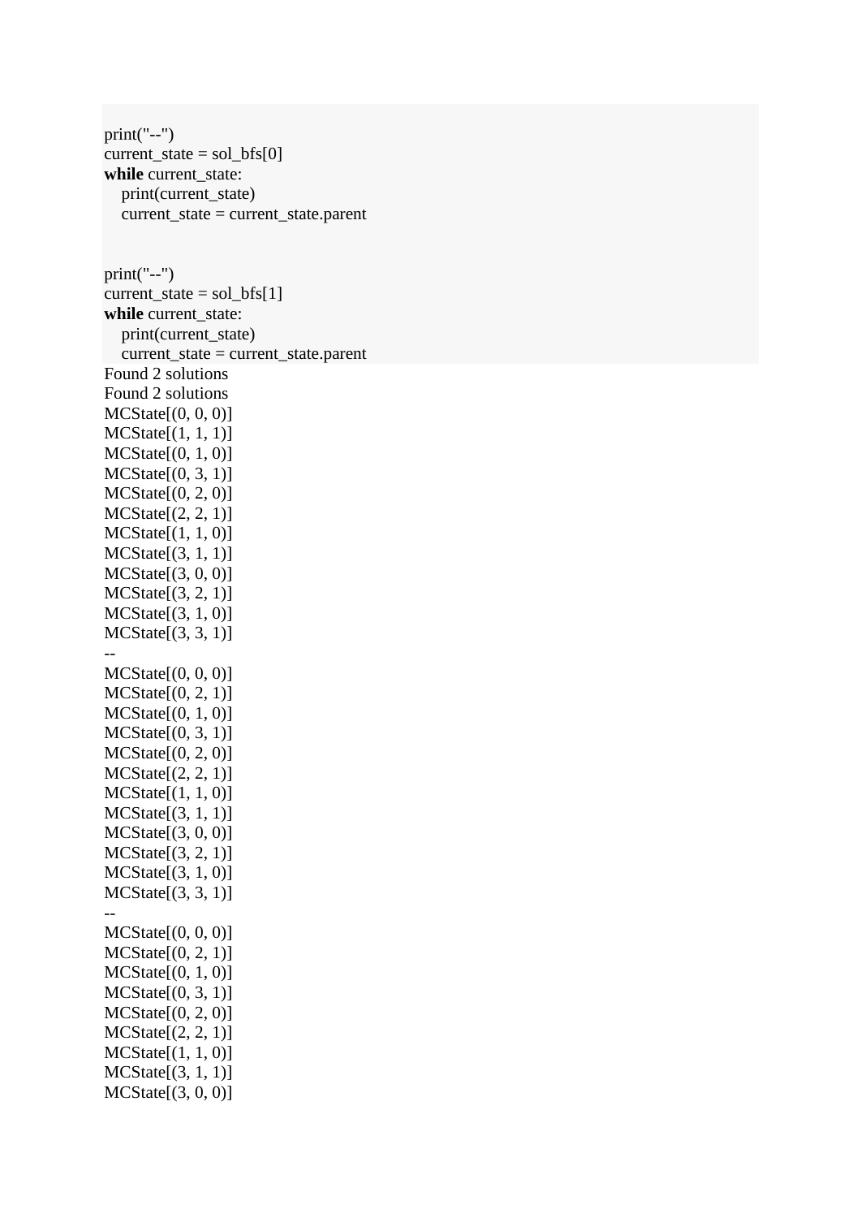```python
print("--")
current_state = sol_bfs[0]
while current_state:
    print(current_state)
    current_state = current_state.parent


print("--")
current_state = sol_bfs[1]
while current_state:
    print(current_state)
    current_state = current_state.parent
```

Found 2 solutions
Found 2 solutions
MCState[(0, 0, 0)]
MCState[(1, 1, 1)]
MCState[(0, 1, 0)]
MCState[(0, 3, 1)]
MCState[(0, 2, 0)]
MCState[(2, 2, 1)]
MCState[(1, 1, 0)]
MCState[(3, 1, 1)]
MCState[(3, 0, 0)]
MCState[(3, 2, 1)]
MCState[(3, 1, 0)]
MCState[(3, 3, 1)]
--
MCState[(0, 0, 0)]
MCState[(0, 2, 1)]
MCState[(0, 1, 0)]
MCState[(0, 3, 1)]
MCState[(0, 2, 0)]
MCState[(2, 2, 1)]
MCState[(1, 1, 0)]
MCState[(3, 1, 1)]
MCState[(3, 0, 0)]
MCState[(3, 2, 1)]
MCState[(3, 1, 0)]
MCState[(3, 3, 1)]
--
MCState[(0, 0, 0)]
MCState[(0, 2, 1)]
MCState[(0, 1, 0)]
MCState[(0, 3, 1)]
MCState[(0, 2, 0)]
MCState[(2, 2, 1)]
MCState[(1, 1, 0)]
MCState[(3, 1, 1)]
MCState[(3, 0, 0)]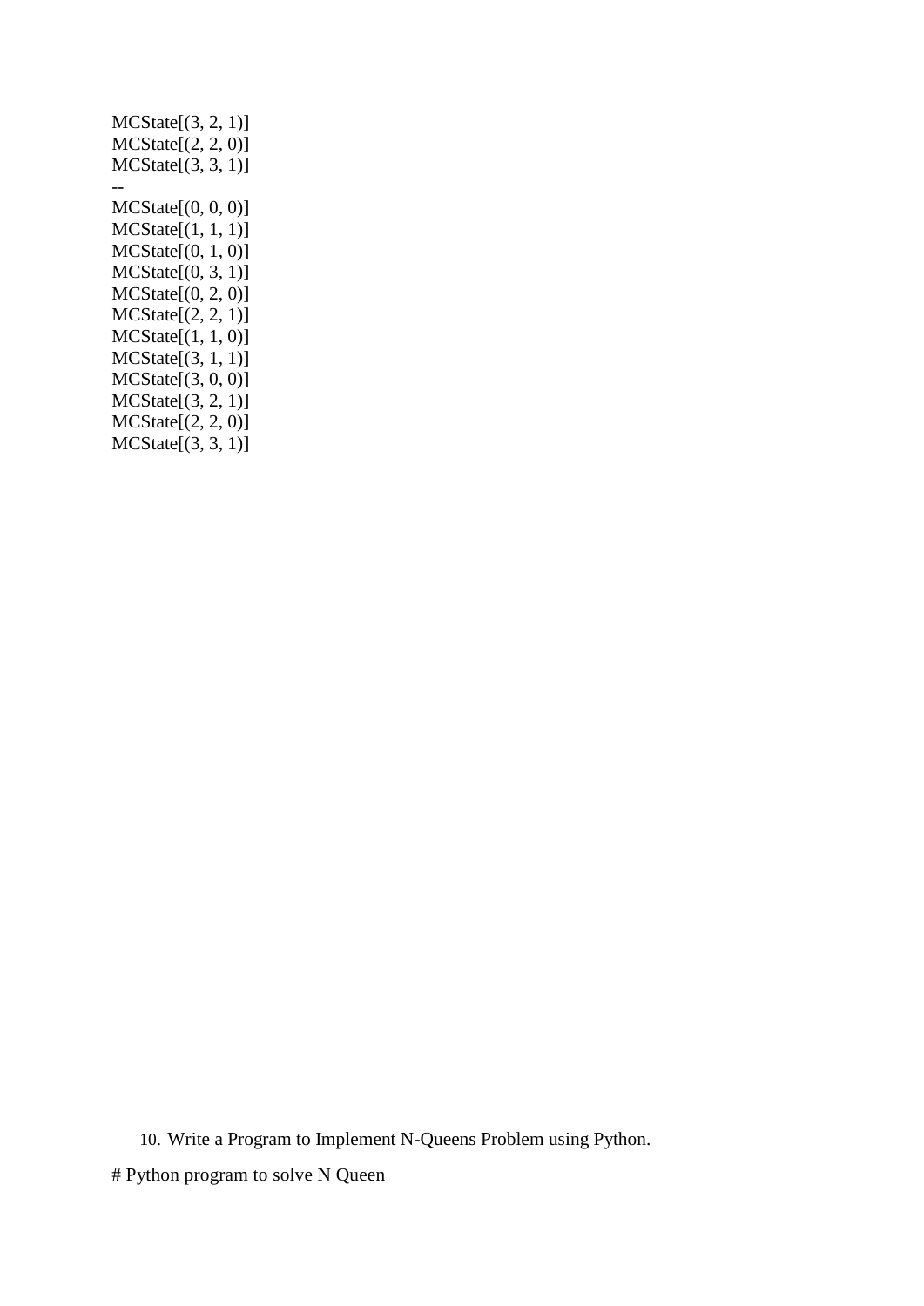```
MCState[(3, 2, 1)]
MCState[(2, 2, 0)]
MCState[(3, 3, 1)]
--
MCState[(0, 0, 0)]
MCState[(1, 1, 1)]
MCState[(0, 1, 0)]
MCState[(0, 3, 1)]
MCState[(0, 2, 0)]
MCState[(2, 2, 1)]
MCState[(1, 1, 0)]
MCState[(3, 1, 1)]
MCState[(3, 0, 0)]
MCState[(3, 2, 1)]
MCState[(2, 2, 0)]
MCState[(3, 3, 1)]
```

10. Write a Program to Implement N-Queens Problem using Python.

```
# Python program to solve N Queen
```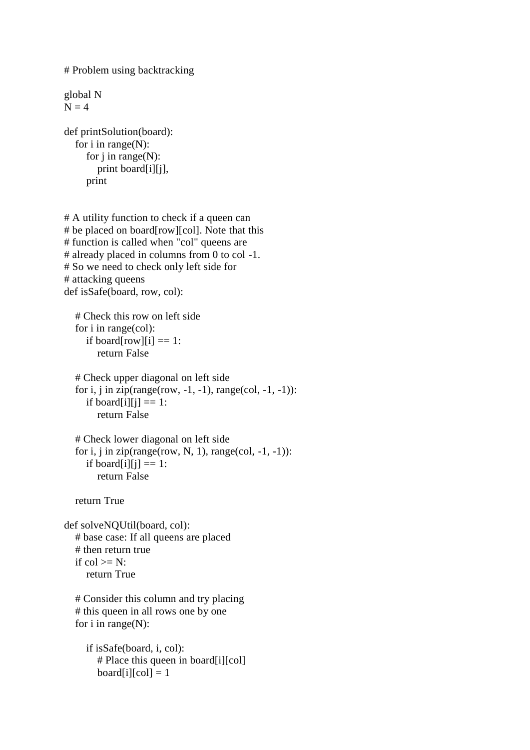```python
# Problem using backtracking

global N
N = 4

def printSolution(board):
    for i in range(N):
        for j in range(N):
            print board[i][j],
        print


# A utility function to check if a queen can
# be placed on board[row][col]. Note that this
# function is called when "col" queens are
# already placed in columns from 0 to col -1.
# So we need to check only left side for
# attacking queens
def isSafe(board, row, col):

    # Check this row on left side
    for i in range(col):
        if board[row][i] == 1:
            return False

    # Check upper diagonal on left side
    for i, j in zip(range(row, -1, -1), range(col, -1, -1)):
        if board[i][j] == 1:
            return False

    # Check lower diagonal on left side
    for i, j in zip(range(row, N, 1), range(col, -1, -1)):
        if board[i][j] == 1:
            return False

    return True

def solveNQUtil(board, col):
    # base case: If all queens are placed
    # then return true
    if col >= N:
        return True

    # Consider this column and try placing
    # this queen in all rows one by one
    for i in range(N):

        if isSafe(board, i, col):
            # Place this queen in board[i][col]
            board[i][col] = 1
```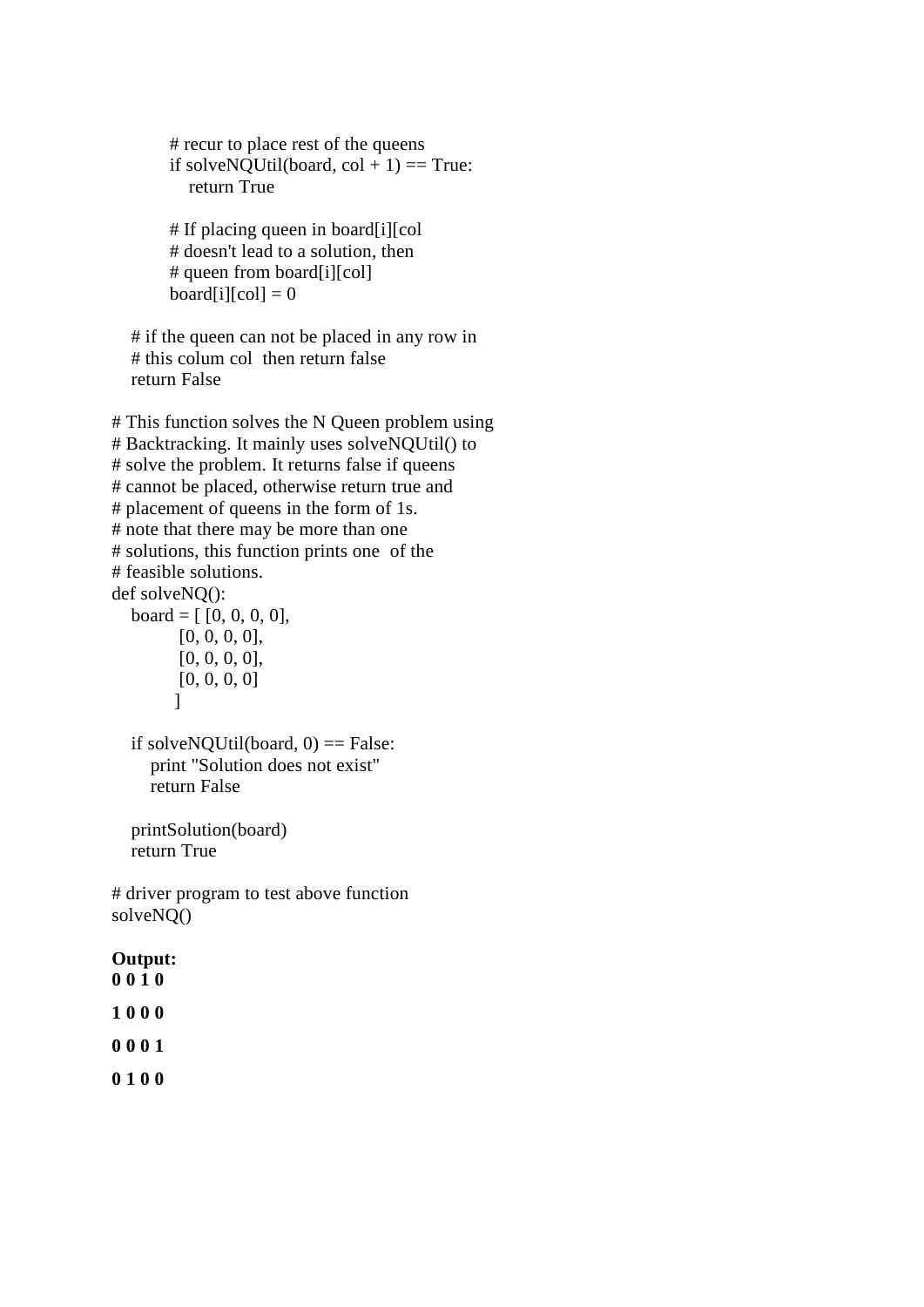```
            # recur to place rest of the queens
            if solveNQUtil(board, col + 1) == True:
                return True

            # If placing queen in board[i][col
            # doesn't lead to a solution, then
            # queen from board[i][col]
            board[i][col] = 0

    # if the queen can not be placed in any row in
    # this colum col  then return false
    return False

# This function solves the N Queen problem using
# Backtracking. It mainly uses solveNQUtil() to
# solve the problem. It returns false if queens
# cannot be placed, otherwise return true and
# placement of queens in the form of 1s.
# note that there may be more than one
# solutions, this function prints one  of the
# feasible solutions.
def solveNQ():
    board = [ [0, 0, 0, 0],
              [0, 0, 0, 0],
              [0, 0, 0, 0],
              [0, 0, 0, 0]
             ]

    if solveNQUtil(board, 0) == False:
        print "Solution does not exist"
        return False

    printSolution(board)
    return True

# driver program to test above function
solveNQ()
```

**Output:**

**0 0 1 0**

**1 0 0 0**

**0 0 0 1**

**0 1 0 0**